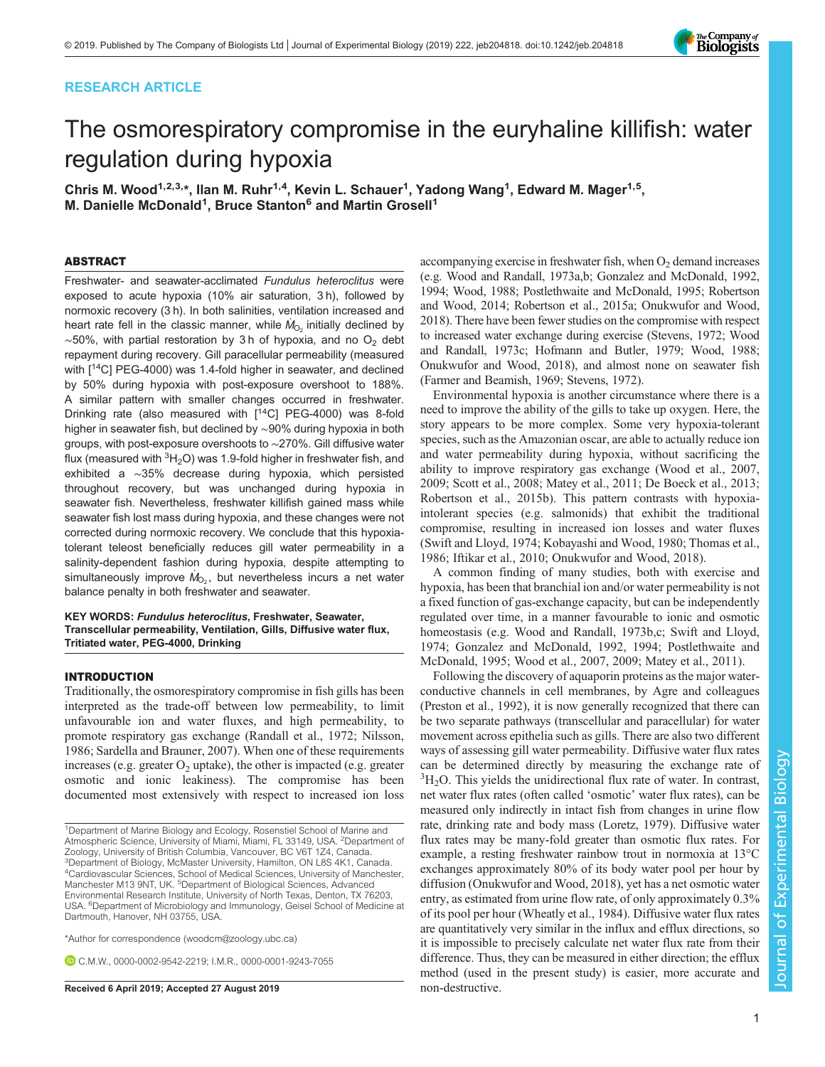RESEARCH ARTICLE

# The osmorespiratory compromise in the euryhaline killifish: water regulation during hypoxia

Chris M. Wood[1,2,3,*], Ilan M. Ruhr[1,4], Kevin L. Schauer[1], Yadong Wang[1], Edward M. Mager[1,5], M. Danielle McDonald[1], Bruce Stanton[6] and Martin Grosell[1]

## ABSTRACT

Freshwater- and seawater-acclimated *Fundulus heteroclitus* were exposed to acute hypoxia (10% air saturation, 3 h), followed by normoxic recovery (3 h). In both salinities, ventilation increased and heart rate fell in the classic manner, while $\dot{M}_{O_2}$ initially declined by ∼50%, with partial restoration by 3 h of hypoxia, and no $O_2$ debt repayment during recovery. Gill paracellular permeability (measured with [$^{14}$C] PEG-4000) was 1.4-fold higher in seawater, and declined by 50% during hypoxia with post-exposure overshoot to 188%. A similar pattern with smaller changes occurred in freshwater. Drinking rate (also measured with [$^{14}$C] PEG-4000) was 8-fold higher in seawater fish, but declined by ∼90% during hypoxia in both groups, with post-exposure overshoots to ∼270%. Gill diffusive water flux (measured with $^3H_2O$) was 1.9-fold higher in freshwater fish, and exhibited a ∼35% decrease during hypoxia, which persisted throughout recovery, but was unchanged during hypoxia in seawater fish. Nevertheless, freshwater killifish gained mass while seawater fish lost mass during hypoxia, and these changes were not corrected during normoxic recovery. We conclude that this hypoxia-tolerant teleost beneficially reduces gill water permeability in a salinity-dependent fashion during hypoxia, despite attempting to simultaneously improve $\dot{M}_{O_2}$, but nevertheless incurs a net water balance penalty in both freshwater and seawater.

**KEY WORDS:** ***Fundulus heteroclitus*****, Freshwater, Seawater, Transcellular permeability, Ventilation, Gills, Diffusive water flux, Tritiated water, PEG-4000, Drinking**

## INTRODUCTION

Traditionally, the osmorespiratory compromise in fish gills has been interpreted as the trade-off between low permeability, to limit unfavourable ion and water fluxes, and high permeability, to promote respiratory gas exchange (Randall et al., 1972; Nilsson, 1986; Sardella and Brauner, 2007). When one of these requirements increases (e.g. greater $O_2$ uptake), the other is impacted (e.g. greater osmotic and ionic leakiness). The compromise has been documented most extensively with respect to increased ion loss accompanying exercise in freshwater fish, when $O_2$ demand increases (e.g. Wood and Randall, 1973a,b; Gonzalez and McDonald, 1992, 1994; Wood, 1988; Postlethwaite and McDonald, 1995; Robertson and Wood, 2014; Robertson et al., 2015a; Onukwufor and Wood, 2018). There have been fewer studies on the compromise with respect to increased water exchange during exercise (Stevens, 1972; Wood and Randall, 1973c; Hofmann and Butler, 1979; Wood, 1988; Onukwufor and Wood, 2018), and almost none on seawater fish (Farmer and Beamish, 1969; Stevens, 1972).

Environmental hypoxia is another circumstance where there is a need to improve the ability of the gills to take up oxygen. Here, the story appears to be more complex. Some very hypoxia-tolerant species, such as the Amazonian oscar, are able to actually reduce ion and water permeability during hypoxia, without sacrificing the ability to improve respiratory gas exchange (Wood et al., 2007, 2009; Scott et al., 2008; Matey et al., 2011; De Boeck et al., 2013; Robertson et al., 2015b). This pattern contrasts with hypoxia-intolerant species (e.g. salmonids) that exhibit the traditional compromise, resulting in increased ion losses and water fluxes (Swift and Lloyd, 1974; Kobayashi and Wood, 1980; Thomas et al., 1986; Iftikar et al., 2010; Onukwufor and Wood, 2018).

A common finding of many studies, both with exercise and hypoxia, has been that branchial ion and/or water permeability is not a fixed function of gas-exchange capacity, but can be independently regulated over time, in a manner favourable to ionic and osmotic homeostasis (e.g. Wood and Randall, 1973b,c; Swift and Lloyd, 1974; Gonzalez and McDonald, 1992, 1994; Postlethwaite and McDonald, 1995; Wood et al., 2007, 2009; Matey et al., 2011).

Following the discovery of aquaporin proteins as the major water-conductive channels in cell membranes, by Agre and colleagues (Preston et al., 1992), it is now generally recognized that there can be two separate pathways (transcellular and paracellular) for water movement across epithelia such as gills. There are also two different ways of assessing gill water permeability. Diffusive water flux rates can be determined directly by measuring the exchange rate of $^3H_2O$. This yields the unidirectional flux rate of water. In contrast, net water flux rates (often called 'osmotic' water flux rates), can be measured only indirectly in intact fish from changes in urine flow rate, drinking rate and body mass (Loretz, 1979). Diffusive water flux rates may be many-fold greater than osmotic flux rates. For example, a resting freshwater rainbow trout in normoxia at 13°C exchanges approximately 80% of its body water pool per hour by diffusion (Onukwufor and Wood, 2018), yet has a net osmotic water entry, as estimated from urine flow rate, of only approximately 0.3% of its pool per hour (Wheatly et al., 1984). Diffusive water flux rates are quantitatively very similar in the influx and efflux directions, so it is impossible to precisely calculate net water flux rate from their difference. Thus, they can be measured in either direction; the efflux method (used in the present study) is easier, more accurate and non-destructive.

[1]Department of Marine Biology and Ecology, Rosenstiel School of Marine and Atmospheric Science, University of Miami, Miami, FL 33149, USA. [2]Department of Zoology, University of British Columbia, Vancouver, BC V6T 1Z4, Canada. [3]Department of Biology, McMaster University, Hamilton, ON L8S 4K1, Canada. [4]Cardiovascular Sciences, School of Medical Sciences, University of Manchester, Manchester M13 9NT, UK. [5]Department of Biological Sciences, Advanced Environmental Research Institute, University of North Texas, Denton, TX 76203, USA. [6]Department of Microbiology and Immunology, Geisel School of Medicine at Dartmouth, Hanover, NH 03755, USA.

*Author for correspondence (woodcm@zoology.ubc.ca)

C.M.W., 0000-0002-9542-2219; I.M.R., 0000-0001-9243-7055

Received 6 April 2019; Accepted 27 August 2019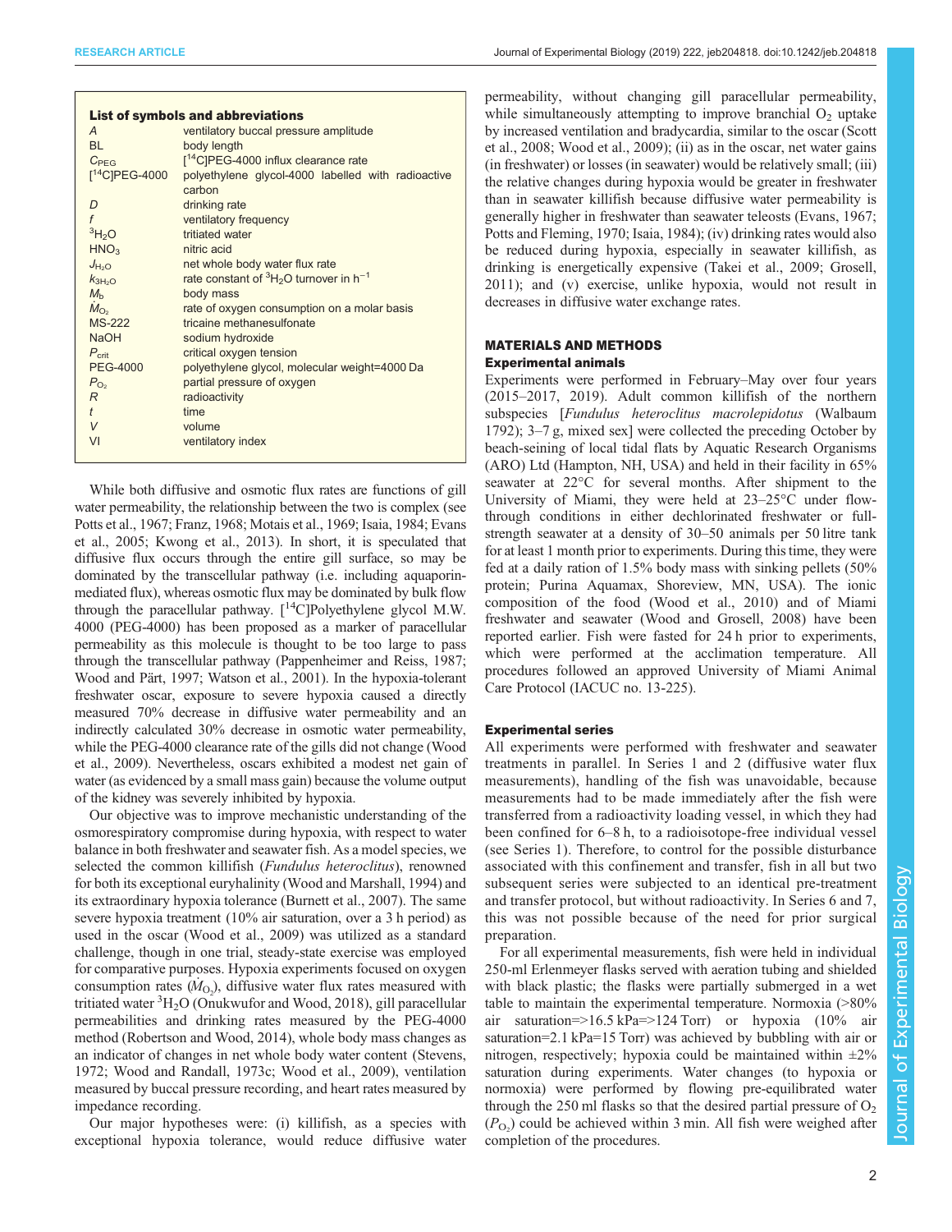**List of symbols and abbreviations**

| | |
|---|---|
| $A$ | ventilatory buccal pressure amplitude |
| BL | body length |
| $C_{PEG}$ | [$^{14}$C]PEG-4000 influx clearance rate |
| [$^{14}$C]PEG-4000 | polyethylene glycol-4000 labelled with radioactive carbon |
| $D$ | drinking rate |
| $f$ | ventilatory frequency |
| $^3H_2O$ | tritiated water |
| $HNO_3$ | nitric acid |
| $J_{H_2O}$ | net whole body water flux rate |
| $k_{3H_2O}$ | rate constant of $^3H_2O$ turnover in $h^{-1}$ |
| $M_b$ | body mass |
| $\dot{M}_{O_2}$ | rate of oxygen consumption on a molar basis |
| MS-222 | tricaine methanesulfonate |
| NaOH | sodium hydroxide |
| $P_{crit}$ | critical oxygen tension |
| PEG-4000 | polyethylene glycol, molecular weight=4000 Da |
| $P_{O_2}$ | partial pressure of oxygen |
| $R$ | radioactivity |
| $t$ | time |
| $V$ | volume |
| VI | ventilatory index |

While both diffusive and osmotic flux rates are functions of gill water permeability, the relationship between the two is complex (see Potts et al., 1967; Franz, 1968; Motais et al., 1969; Isaia, 1984; Evans et al., 2005; Kwong et al., 2013). In short, it is speculated that diffusive flux occurs through the entire gill surface, so may be dominated by the transcellular pathway (i.e. including aquaporin-mediated flux), whereas osmotic flux may be dominated by bulk flow through the paracellular pathway. [$^{14}$C]Polyethylene glycol M.W. 4000 (PEG-4000) has been proposed as a marker of paracellular permeability as this molecule is thought to be too large to pass through the transcellular pathway (Pappenheimer and Reiss, 1987; Wood and Pärt, 1997; Watson et al., 2001). In the hypoxia-tolerant freshwater oscar, exposure to severe hypoxia caused a directly measured 70% decrease in diffusive water permeability and an indirectly calculated 30% decrease in osmotic water permeability, while the PEG-4000 clearance rate of the gills did not change (Wood et al., 2009). Nevertheless, oscars exhibited a modest net gain of water (as evidenced by a small mass gain) because the volume output of the kidney was severely inhibited by hypoxia.

Our objective was to improve mechanistic understanding of the osmorespiratory compromise during hypoxia, with respect to water balance in both freshwater and seawater fish. As a model species, we selected the common killifish (*Fundulus heteroclitus*), renowned for both its exceptional euryhalinity (Wood and Marshall, 1994) and its extraordinary hypoxia tolerance (Burnett et al., 2007). The same severe hypoxia treatment (10% air saturation, over a 3 h period) as used in the oscar (Wood et al., 2009) was utilized as a standard challenge, though in one trial, steady-state exercise was employed for comparative purposes. Hypoxia experiments focused on oxygen consumption rates ($\dot{M}_{O_2}$), diffusive water flux rates measured with tritiated water $^3H_2O$ (Onukwufor and Wood, 2018), gill paracellular permeabilities and drinking rates measured by the PEG-4000 method (Robertson and Wood, 2014), whole body mass changes as an indicator of changes in net whole body water content (Stevens, 1972; Wood and Randall, 1973c; Wood et al., 2009), ventilation measured by buccal pressure recording, and heart rates measured by impedance recording.

Our major hypotheses were: (i) killifish, as a species with exceptional hypoxia tolerance, would reduce diffusive water permeability, without changing gill paracellular permeability, while simultaneously attempting to improve branchial $O_2$ uptake by increased ventilation and bradycardia, similar to the oscar (Scott et al., 2008; Wood et al., 2009); (ii) as in the oscar, net water gains (in freshwater) or losses (in seawater) would be relatively small; (iii) the relative changes during hypoxia would be greater in freshwater than in seawater killifish because diffusive water permeability is generally higher in freshwater than seawater teleosts (Evans, 1967; Potts and Fleming, 1970; Isaia, 1984); (iv) drinking rates would also be reduced during hypoxia, especially in seawater killifish, as drinking is energetically expensive (Takei et al., 2009; Grosell, 2011); and (v) exercise, unlike hypoxia, would not result in decreases in diffusive water exchange rates.

## MATERIALS AND METHODS

### Experimental animals

Experiments were performed in February–May over four years (2015–2017, 2019). Adult common killifish of the northern subspecies [*Fundulus heteroclitus macrolepidotus* (Walbaum 1792); 3–7 g, mixed sex] were collected the preceding October by beach-seining of local tidal flats by Aquatic Research Organisms (ARO) Ltd (Hampton, NH, USA) and held in their facility in 65% seawater at 22°C for several months. After shipment to the University of Miami, they were held at 23–25°C under flow-through conditions in either dechlorinated freshwater or full-strength seawater at a density of 30–50 animals per 50 litre tank for at least 1 month prior to experiments. During this time, they were fed at a daily ration of 1.5% body mass with sinking pellets (50% protein; Purina Aquamax, Shoreview, MN, USA). The ionic composition of the food (Wood et al., 2010) and of Miami freshwater and seawater (Wood and Grosell, 2008) have been reported earlier. Fish were fasted for 24 h prior to experiments, which were performed at the acclimation temperature. All procedures followed an approved University of Miami Animal Care Protocol (IACUC no. 13-225).

### Experimental series

All experiments were performed with freshwater and seawater treatments in parallel. In Series 1 and 2 (diffusive water flux measurements), handling of the fish was unavoidable, because measurements had to be made immediately after the fish were transferred from a radioactivity loading vessel, in which they had been confined for 6–8 h, to a radioisotope-free individual vessel (see Series 1). Therefore, to control for the possible disturbance associated with this confinement and transfer, fish in all but two subsequent series were subjected to an identical pre-treatment and transfer protocol, but without radioactivity. In Series 6 and 7, this was not possible because of the need for prior surgical preparation.

For all experimental measurements, fish were held in individual 250-ml Erlenmeyer flasks served with aeration tubing and shielded with black plastic; the flasks were partially submerged in a wet table to maintain the experimental temperature. Normoxia (>80% air saturation=>16.5 kPa=>124 Torr) or hypoxia (10% air saturation=2.1 kPa=15 Torr) was achieved by bubbling with air or nitrogen, respectively; hypoxia could be maintained within ±2% saturation during experiments. Water changes (to hypoxia or normoxia) were performed by flowing pre-equilibrated water through the 250 ml flasks so that the desired partial pressure of $O_2$ ($P_{O_2}$) could be achieved within 3 min. All fish were weighed after completion of the procedures.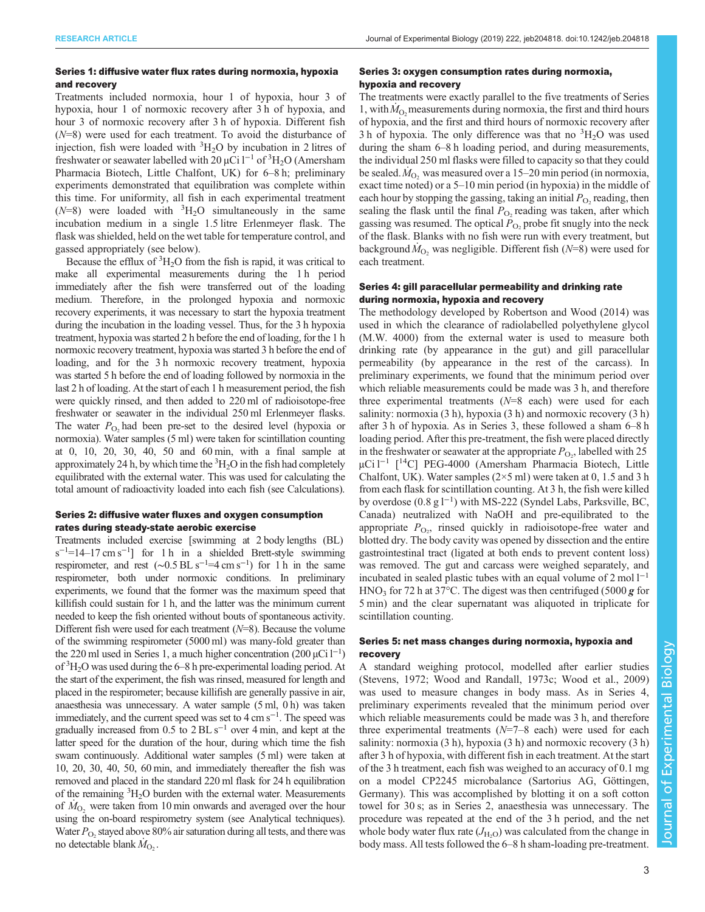### Series 1: diffusive water flux rates during normoxia, hypoxia and recovery

Treatments included normoxia, hour 1 of hypoxia, hour 3 of hypoxia, hour 1 of normoxic recovery after 3 h of hypoxia, and hour 3 of normoxic recovery after 3 h of hypoxia. Different fish ($N$=8) were used for each treatment. To avoid the disturbance of injection, fish were loaded with $^3H_2O$ by incubation in 2 litres of freshwater or seawater labelled with 20 µCi l$^{-1}$ of $^3H_2O$ (Amersham Pharmacia Biotech, Little Chalfont, UK) for 6–8 h; preliminary experiments demonstrated that equilibration was complete within this time. For uniformity, all fish in each experimental treatment ($N$=8) were loaded with $^3H_2O$ simultaneously in the same incubation medium in a single 1.5 litre Erlenmeyer flask. The flask was shielded, held on the wet table for temperature control, and gassed appropriately (see below).

Because the efflux of $^3H_2O$ from the fish is rapid, it was critical to make all experimental measurements during the 1 h period immediately after the fish were transferred out of the loading medium. Therefore, in the prolonged hypoxia and normoxic recovery experiments, it was necessary to start the hypoxia treatment during the incubation in the loading vessel. Thus, for the 3 h hypoxia treatment, hypoxia was started 2 h before the end of loading, for the 1 h normoxic recovery treatment, hypoxia was started 3 h before the end of loading, and for the 3 h normoxic recovery treatment, hypoxia was started 5 h before the end of loading followed by normoxia in the last 2 h of loading. At the start of each 1 h measurement period, the fish were quickly rinsed, and then added to 220 ml of radioisotope-free freshwater or seawater in the individual 250 ml Erlenmeyer flasks. The water $P_{O_2}$ had been pre-set to the desired level (hypoxia or normoxia). Water samples (5 ml) were taken for scintillation counting at 0, 10, 20, 30, 40, 50 and 60 min, with a final sample at approximately 24 h, by which time the $^3H_2O$ in the fish had completely equilibrated with the external water. This was used for calculating the total amount of radioactivity loaded into each fish (see Calculations).

### Series 2: diffusive water fluxes and oxygen consumption rates during steady-state aerobic exercise

Treatments included exercise [swimming at 2 body lengths (BL) s$^{-1}$=14–17 cm s$^{-1}$] for 1 h in a shielded Brett-style swimming respirometer, and rest (~0.5 BL s$^{-1}$=4 cm s$^{-1}$) for 1 h in the same respirometer, both under normoxic conditions. In preliminary experiments, we found that the former was the maximum speed that killifish could sustain for 1 h, and the latter was the minimum current needed to keep the fish oriented without bouts of spontaneous activity. Different fish were used for each treatment ($N$=8). Because the volume of the swimming respirometer (5000 ml) was many-fold greater than the 220 ml used in Series 1, a much higher concentration (200 µCi l$^{-1}$) of $^3H_2O$ was used during the 6–8 h pre-experimental loading period. At the start of the experiment, the fish was rinsed, measured for length and placed in the respirometer; because killifish are generally passive in air, anaesthesia was unnecessary. A water sample (5 ml, 0 h) was taken immediately, and the current speed was set to 4 cm s$^{-1}$. The speed was gradually increased from 0.5 to 2 BL s$^{-1}$ over 4 min, and kept at the latter speed for the duration of the hour, during which time the fish swam continuously. Additional water samples (5 ml) were taken at 10, 20, 30, 40, 50, 60 min, and immediately thereafter the fish was removed and placed in the standard 220 ml flask for 24 h equilibration of the remaining $^3H_2O$ burden with the external water. Measurements of $\dot{M}_{O_2}$ were taken from 10 min onwards and averaged over the hour using the on-board respirometry system (see Analytical techniques). Water $P_{O_2}$ stayed above 80% air saturation during all tests, and there was no detectable blank $\dot{M}_{O_2}$.

### Series 3: oxygen consumption rates during normoxia, hypoxia and recovery

The treatments were exactly parallel to the five treatments of Series 1, with $\dot{M}_{O_2}$ measurements during normoxia, the first and third hours of hypoxia, and the first and third hours of normoxic recovery after 3 h of hypoxia. The only difference was that no $^3H_2O$ was used during the sham 6–8 h loading period, and during measurements, the individual 250 ml flasks were filled to capacity so that they could be sealed. $\dot{M}_{O_2}$ was measured over a 15–20 min period (in normoxia, exact time noted) or a 5–10 min period (in hypoxia) in the middle of each hour by stopping the gassing, taking an initial $P_{O_2}$ reading, then sealing the flask until the final $P_{O_2}$ reading was taken, after which gassing was resumed. The optical $P_{O_2}$ probe fit snugly into the neck of the flask. Blanks with no fish were run with every treatment, but background $\dot{M}_{O_2}$ was negligible. Different fish ($N$=8) were used for each treatment.

### Series 4: gill paracellular permeability and drinking rate during normoxia, hypoxia and recovery

The methodology developed by Robertson and Wood (2014) was used in which the clearance of radiolabelled polyethylene glycol (M.W. 4000) from the external water is used to measure both drinking rate (by appearance in the gut) and gill paracellular permeability (by appearance in the rest of the carcass). In preliminary experiments, we found that the minimum period over which reliable measurements could be made was 3 h, and therefore three experimental treatments ($N$=8 each) were used for each salinity: normoxia (3 h), hypoxia (3 h) and normoxic recovery (3 h) after 3 h of hypoxia. As in Series 3, these followed a sham 6–8 h loading period. After this pre-treatment, the fish were placed directly in the freshwater or seawater at the appropriate $P_{O_2}$, labelled with 25 µCi l$^{-1}$ [$^{14}$C] PEG-4000 (Amersham Pharmacia Biotech, Little Chalfont, UK). Water samples (2×5 ml) were taken at 0, 1.5 and 3 h from each flask for scintillation counting. At 3 h, the fish were killed by overdose (0.8 g l$^{-1}$) with MS-222 (Syndel Labs, Parksville, BC, Canada) neutralized with NaOH and pre-equilibrated to the appropriate $P_{O_2}$, rinsed quickly in radioisotope-free water and blotted dry. The body cavity was opened by dissection and the entire gastrointestinal tract (ligated at both ends to prevent content loss) was removed. The gut and carcass were weighed separately, and incubated in sealed plastic tubes with an equal volume of 2 mol l$^{-1}$ $HNO_3$ for 72 h at 37°C. The digest was then centrifuged (5000 ***g*** for 5 min) and the clear supernatant was aliquoted in triplicate for scintillation counting.

### Series 5: net mass changes during normoxia, hypoxia and recovery

A standard weighing protocol, modelled after earlier studies (Stevens, 1972; Wood and Randall, 1973c; Wood et al., 2009) was used to measure changes in body mass. As in Series 4, preliminary experiments revealed that the minimum period over which reliable measurements could be made was 3 h, and therefore three experimental treatments ($N$=7–8 each) were used for each salinity: normoxia (3 h), hypoxia (3 h) and normoxic recovery (3 h) after 3 h of hypoxia, with different fish in each treatment. At the start of the 3 h treatment, each fish was weighed to an accuracy of 0.1 mg on a model CP2245 microbalance (Sartorius AG, Göttingen, Germany). This was accomplished by blotting it on a soft cotton towel for 30 s; as in Series 2, anaesthesia was unnecessary. The procedure was repeated at the end of the 3 h period, and the net whole body water flux rate ($J_{H_2O}$) was calculated from the change in body mass. All tests followed the 6–8 h sham-loading pre-treatment.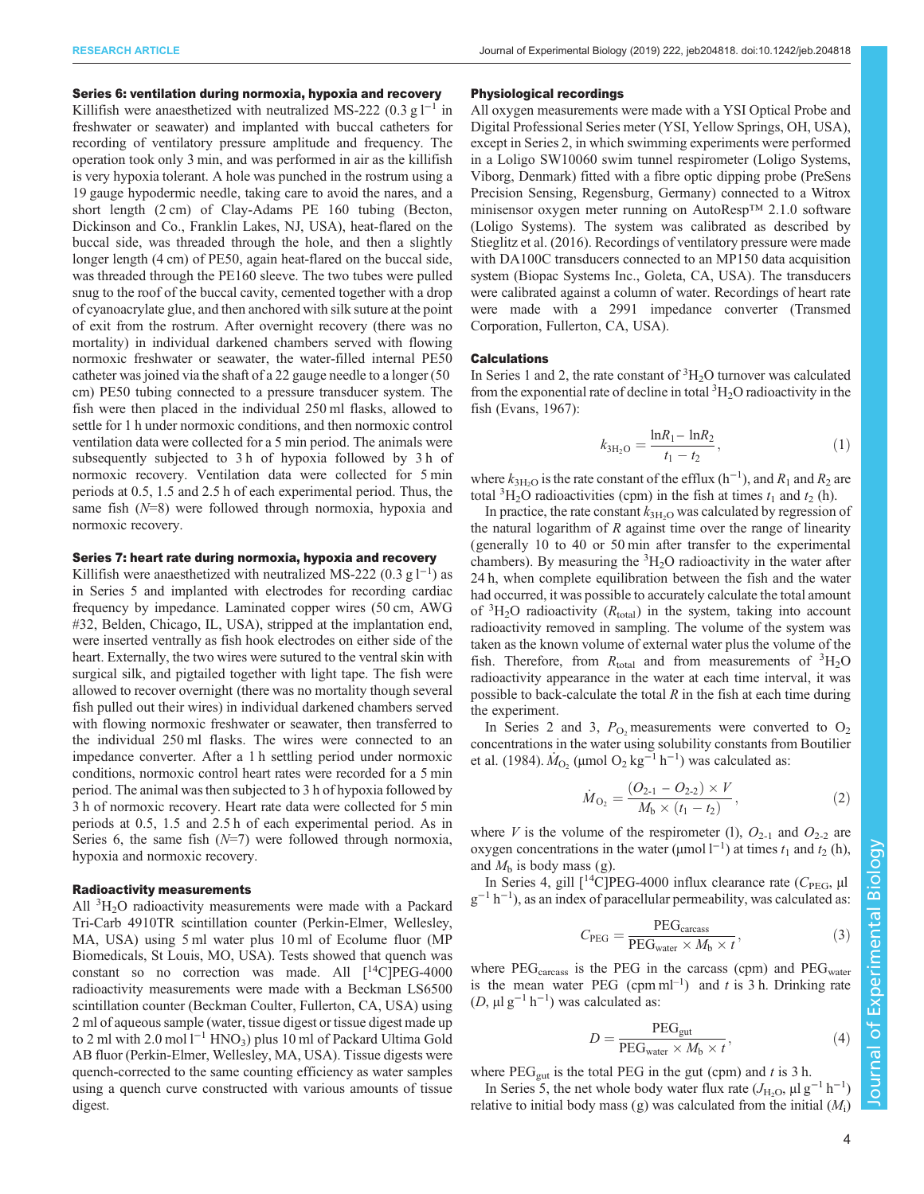### Series 6: ventilation during normoxia, hypoxia and recovery

Killifish were anaesthetized with neutralized MS-222 (0.3 g $l^{-1}$ in freshwater or seawater) and implanted with buccal catheters for recording of ventilatory pressure amplitude and frequency. The operation took only 3 min, and was performed in air as the killifish is very hypoxia tolerant. A hole was punched in the rostrum using a 19 gauge hypodermic needle, taking care to avoid the nares, and a short length (2 cm) of Clay-Adams PE 160 tubing (Becton, Dickinson and Co., Franklin Lakes, NJ, USA), heat-flared on the buccal side, was threaded through the hole, and then a slightly longer length (4 cm) of PE50, again heat-flared on the buccal side, was threaded through the PE160 sleeve. The two tubes were pulled snug to the roof of the buccal cavity, cemented together with a drop of cyanoacrylate glue, and then anchored with silk suture at the point of exit from the rostrum. After overnight recovery (there was no mortality) in individual darkened chambers served with flowing normoxic freshwater or seawater, the water-filled internal PE50 catheter was joined via the shaft of a 22 gauge needle to a longer (50 cm) PE50 tubing connected to a pressure transducer system. The fish were then placed in the individual 250 ml flasks, allowed to settle for 1 h under normoxic conditions, and then normoxic control ventilation data were collected for a 5 min period. The animals were subsequently subjected to 3 h of hypoxia followed by 3 h of normoxic recovery. Ventilation data were collected for 5 min periods at 0.5, 1.5 and 2.5 h of each experimental period. Thus, the same fish ($N$=8) were followed through normoxia, hypoxia and normoxic recovery.

### Series 7: heart rate during normoxia, hypoxia and recovery

Killifish were anaesthetized with neutralized MS-222 (0.3 g $l^{-1}$) as in Series 5 and implanted with electrodes for recording cardiac frequency by impedance. Laminated copper wires (50 cm, AWG #32, Belden, Chicago, IL, USA), stripped at the implantation end, were inserted ventrally as fish hook electrodes on either side of the heart. Externally, the two wires were sutured to the ventral skin with surgical silk, and pigtailed together with light tape. The fish were allowed to recover overnight (there was no mortality though several fish pulled out their wires) in individual darkened chambers served with flowing normoxic freshwater or seawater, then transferred to the individual 250 ml flasks. The wires were connected to an impedance converter. After a 1 h settling period under normoxic conditions, normoxic control heart rates were recorded for a 5 min period. The animal was then subjected to 3 h of hypoxia followed by 3 h of normoxic recovery. Heart rate data were collected for 5 min periods at 0.5, 1.5 and 2.5 h of each experimental period. As in Series 6, the same fish ($N$=7) were followed through normoxia, hypoxia and normoxic recovery.

### Radioactivity measurements

All $^3H_2O$ radioactivity measurements were made with a Packard Tri-Carb 4910TR scintillation counter (Perkin-Elmer, Wellesley, MA, USA) using 5 ml water plus 10 ml of Ecolume fluor (MP Biomedicals, St Louis, MO, USA). Tests showed that quench was constant so no correction was made. All [$^{14}$C]PEG-4000 radioactivity measurements were made with a Beckman LS6500 scintillation counter (Beckman Coulter, Fullerton, CA, USA) using 2 ml of aqueous sample (water, tissue digest or tissue digest made up to 2 ml with 2.0 mol $l^{-1}$ $HNO_3$) plus 10 ml of Packard Ultima Gold AB fluor (Perkin-Elmer, Wellesley, MA, USA). Tissue digests were quench-corrected to the same counting efficiency as water samples using a quench curve constructed with various amounts of tissue digest.

### Physiological recordings

All oxygen measurements were made with a YSI Optical Probe and Digital Professional Series meter (YSI, Yellow Springs, OH, USA), except in Series 2, in which swimming experiments were performed in a Loligo SW10060 swim tunnel respirometer (Loligo Systems, Viborg, Denmark) fitted with a fibre optic dipping probe (PreSens Precision Sensing, Regensburg, Germany) connected to a Witrox minisensor oxygen meter running on AutoResp™ 2.1.0 software (Loligo Systems). The system was calibrated as described by Stieglitz et al. (2016). Recordings of ventilatory pressure were made with DA100C transducers connected to an MP150 data acquisition system (Biopac Systems Inc., Goleta, CA, USA). The transducers were calibrated against a column of water. Recordings of heart rate were made with a 2991 impedance converter (Transmed Corporation, Fullerton, CA, USA).

### Calculations

In Series 1 and 2, the rate constant of $^3H_2O$ turnover was calculated from the exponential rate of decline in total $^3H_2O$ radioactivity in the fish (Evans, 1967):

$$k_{3H_2O} = \frac{\ln R_1 - \ln R_2}{t_1 - t_2}, \tag{1}$$

where $k_{3H_2O}$ is the rate constant of the efflux ($h^{-1}$), and $R_1$ and $R_2$ are total $^3H_2O$ radioactivities (cpm) in the fish at times $t_1$ and $t_2$ (h).

In practice, the rate constant $k_{3H_2O}$ was calculated by regression of the natural logarithm of $R$ against time over the range of linearity (generally 10 to 40 or 50 min after transfer to the experimental chambers). By measuring the $^3H_2O$ radioactivity in the water after 24 h, when complete equilibration between the fish and the water had occurred, it was possible to accurately calculate the total amount of $^3H_2O$ radioactivity ($R_{total}$) in the system, taking into account radioactivity removed in sampling. The volume of the system was taken as the known volume of external water plus the volume of the fish. Therefore, from $R_{total}$ and from measurements of $^3H_2O$ radioactivity appearance in the water at each time interval, it was possible to back-calculate the total $R$ in the fish at each time during the experiment.

In Series 2 and 3, $P_{O_2}$ measurements were converted to $O_2$ concentrations in the water using solubility constants from Boutilier et al. (1984). $\dot{M}_{O_2}$ (µmol $O_2$ $kg^{-1}$ $h^{-1}$) was calculated as:

$$\dot{M}_{O_2} = \frac{(O_{2\text{-}1} - O_{2\text{-}2}) \times V}{M_b \times (t_1 - t_2)}, \tag{2}$$

where $V$ is the volume of the respirometer (l), $O_{2\text{-}1}$ and $O_{2\text{-}2}$ are oxygen concentrations in the water (µmol $l^{-1}$) at times $t_1$ and $t_2$ (h), and $M_b$ is body mass (g).

In Series 4, gill [$^{14}$C]PEG-4000 influx clearance rate ($C_{PEG}$, µl $g^{-1}$ $h^{-1}$), as an index of paracellular permeability, was calculated as:

$$C_{PEG} = \frac{PEG_{carcass}}{PEG_{water} \times M_b \times t}, \tag{3}$$

where $PEG_{carcass}$ is the PEG in the carcass (cpm) and $PEG_{water}$ is the mean water PEG (cpm $ml^{-1}$) and $t$ is 3 h. Drinking rate ($D$, µl $g^{-1}$ $h^{-1}$) was calculated as:

$$D = \frac{PEG_{gut}}{PEG_{water} \times M_b \times t}, \tag{4}$$

where $PEG_{gut}$ is the total PEG in the gut (cpm) and $t$ is 3 h.

In Series 5, the net whole body water flux rate ($J_{H_2O}$, µl $g^{-1}$ $h^{-1}$) relative to initial body mass (g) was calculated from the initial ($M_i$)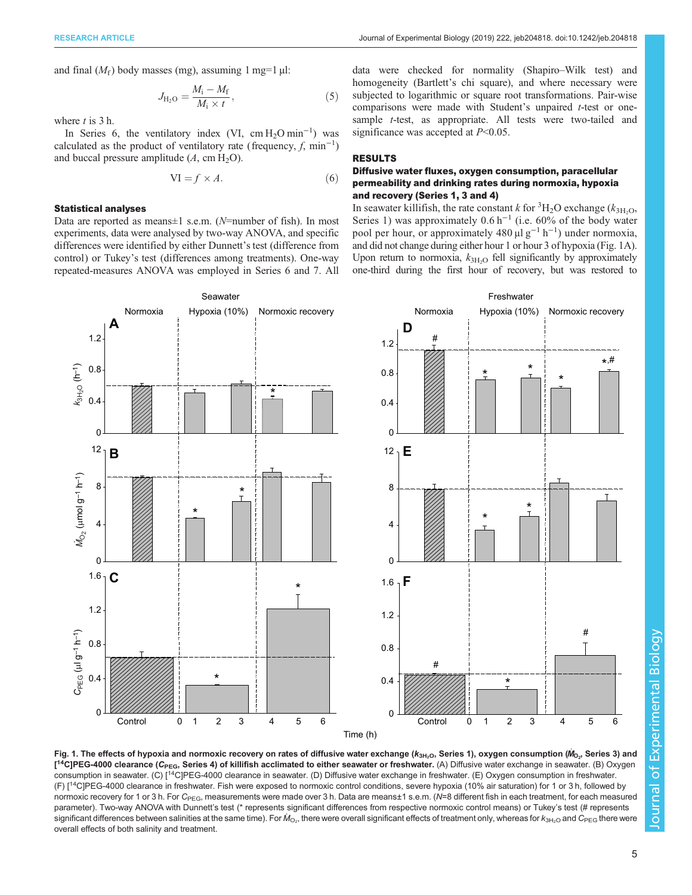and final ($M_f$) body masses (mg), assuming 1 mg=1 µl:

$$J_{H_2O} = \frac{M_i - M_f}{M_i \times t}, \quad (5)$$

where $t$ is 3 h.

In Series 6, the ventilatory index (VI, cm $H_2O$ min$^{-1}$) was calculated as the product of ventilatory rate (frequency, $f$, min$^{-1}$) and buccal pressure amplitude ($A$, cm $H_2O$).

$$VI = f \times A. \quad (6)$$

### Statistical analyses

Data are reported as means±1 s.e.m. ($N$=number of fish). In most experiments, data were analysed by two-way ANOVA, and specific differences were identified by either Dunnett's test (difference from control) or Tukey's test (differences among treatments). One-way repeated-measures ANOVA was employed in Series 6 and 7. All data were checked for normality (Shapiro–Wilk test) and homogeneity (Bartlett's chi square), and where necessary were subjected to logarithmic or square root transformations. Pair-wise comparisons were made with Student's unpaired $t$-test or one-sample $t$-test, as appropriate. All tests were two-tailed and significance was accepted at $P$<0.05.

## RESULTS

### Diffusive water fluxes, oxygen consumption, paracellular permeability and drinking rates during normoxia, hypoxia and recovery (Series 1, 3 and 4)

In seawater killifish, the rate constant $k$ for $^3H_2O$ exchange ($k_{3H_2O}$, Series 1) was approximately 0.6 h$^{-1}$ (i.e. 60% of the body water pool per hour, or approximately 480 µl g$^{-1}$ h$^{-1}$) under normoxia, and did not change during either hour 1 or hour 3 of hypoxia (Fig. 1A). Upon return to normoxia, $k_{3H_2O}$ fell significantly by approximately one-third during the first hour of recovery, but was restored to

**Fig. 1. The effects of hypoxia and normoxic recovery on rates of diffusive water exchange ($k_{3H_2O}$, Series 1), oxygen consumption ($\dot{M}_{O_2}$, Series 3) and [$^{14}$C]PEG-4000 clearance ($C_{PEG}$, Series 4) of killifish acclimated to either seawater or freshwater.** (A) Diffusive water exchange in seawater. (B) Oxygen consumption in seawater. (C) [$^{14}$C]PEG-4000 clearance in seawater. (D) Diffusive water exchange in freshwater. (E) Oxygen consumption in freshwater. (F) [$^{14}$C]PEG-4000 clearance in freshwater. Fish were exposed to normoxic control conditions, severe hypoxia (10% air saturation) for 1 or 3 h, followed by normoxic recovery for 1 or 3 h. For $C_{PEG}$, measurements were made over 3 h. Data are means±1 s.e.m. ($N$=8 different fish in each treatment, for each measured parameter). Two-way ANOVA with Dunnett's test (* represents significant differences from respective normoxic control means) or Tukey's test (# represents significant differences between salinities at the same time). For $\dot{M}_{O_2}$, there were overall significant effects of treatment only, whereas for $k_{3H_2O}$ and $C_{PEG}$ there were overall effects of both salinity and treatment.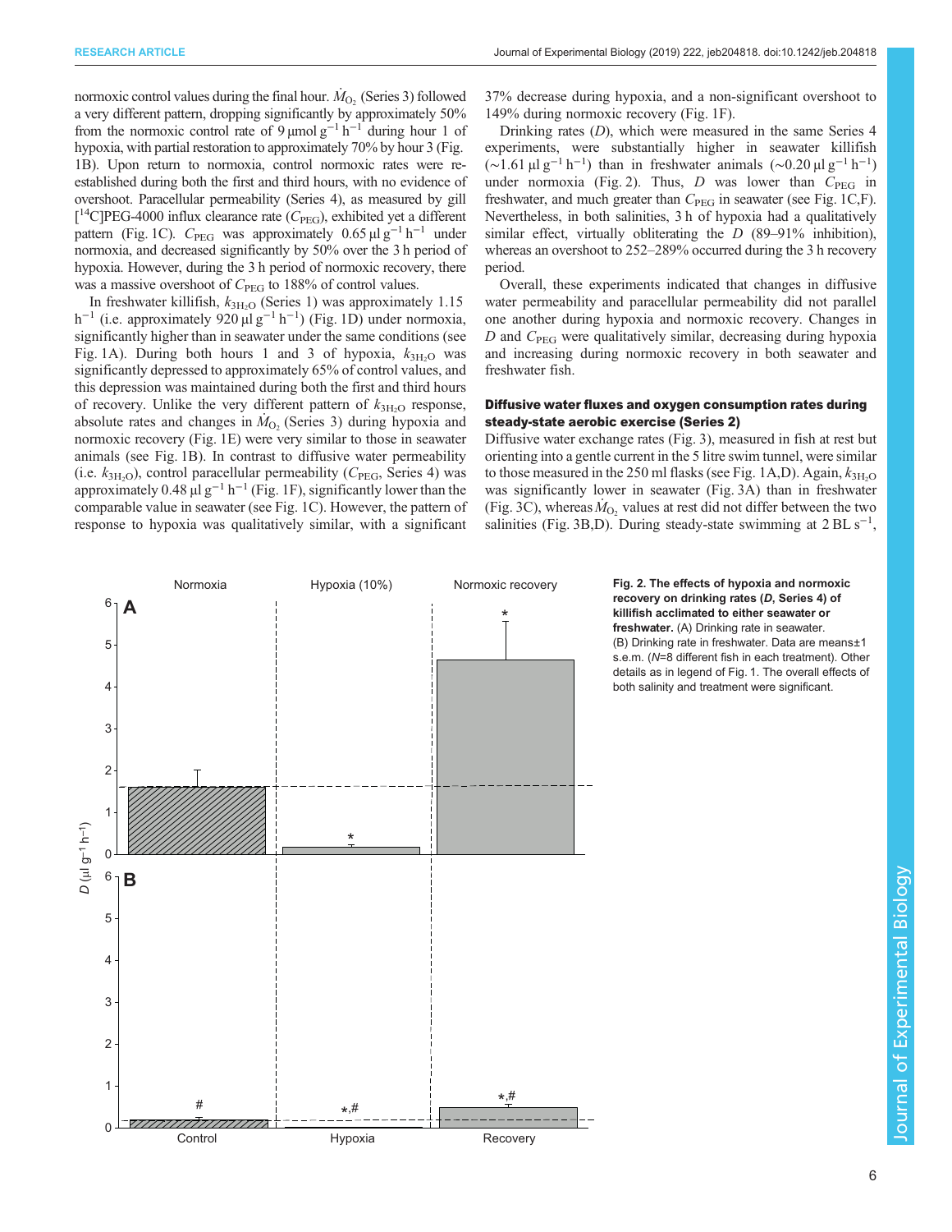normoxic control values during the final hour. $\dot{M}_{O_2}$ (Series 3) followed a very different pattern, dropping significantly by approximately 50% from the normoxic control rate of 9 µmol g$^{-1}$ h$^{-1}$ during hour 1 of hypoxia, with partial restoration to approximately 70% by hour 3 (Fig. 1B). Upon return to normoxia, control normoxic rates were re-established during both the first and third hours, with no evidence of overshoot. Paracellular permeability (Series 4), as measured by gill [$^{14}$C]PEG-4000 influx clearance rate ($C_{PEG}$), exhibited yet a different pattern (Fig. 1C). $C_{PEG}$ was approximately 0.65 µl g$^{-1}$ h$^{-1}$ under normoxia, and decreased significantly by 50% over the 3 h period of hypoxia. However, during the 3 h period of normoxic recovery, there was a massive overshoot of $C_{PEG}$ to 188% of control values.

In freshwater killifish, $k_{3H_2O}$ (Series 1) was approximately 1.15 h$^{-1}$ (i.e. approximately 920 µl g$^{-1}$ h$^{-1}$) (Fig. 1D) under normoxia, significantly higher than in seawater under the same conditions (see Fig. 1A). During both hours 1 and 3 of hypoxia, $k_{3H_2O}$ was significantly depressed to approximately 65% of control values, and this depression was maintained during both the first and third hours of recovery. Unlike the very different pattern of $k_{3H_2O}$ response, absolute rates and changes in $\dot{M}_{O_2}$ (Series 3) during hypoxia and normoxic recovery (Fig. 1E) were very similar to those in seawater animals (see Fig. 1B). In contrast to diffusive water permeability (i.e. $k_{3H_2O}$), control paracellular permeability ($C_{PEG}$, Series 4) was approximately 0.48 µl g$^{-1}$ h$^{-1}$ (Fig. 1F), significantly lower than the comparable value in seawater (see Fig. 1C). However, the pattern of response to hypoxia was qualitatively similar, with a significant 37% decrease during hypoxia, and a non-significant overshoot to 149% during normoxic recovery (Fig. 1F).

Drinking rates ($D$), which were measured in the same Series 4 experiments, were substantially higher in seawater killifish (~1.61 µl g$^{-1}$ h$^{-1}$) than in freshwater animals (~0.20 µl g$^{-1}$ h$^{-1}$) under normoxia (Fig. 2). Thus, $D$ was lower than $C_{PEG}$ in freshwater, and much greater than $C_{PEG}$ in seawater (see Fig. 1C,F). Nevertheless, in both salinities, 3 h of hypoxia had a qualitatively similar effect, virtually obliterating the $D$ (89–91% inhibition), whereas an overshoot to 252–289% occurred during the 3 h recovery period.

Overall, these experiments indicated that changes in diffusive water permeability and paracellular permeability did not parallel one another during hypoxia and normoxic recovery. Changes in $D$ and $C_{PEG}$ were qualitatively similar, decreasing during hypoxia and increasing during normoxic recovery in both seawater and freshwater fish.

### Diffusive water fluxes and oxygen consumption rates during steady-state aerobic exercise (Series 2)

Diffusive water exchange rates (Fig. 3), measured in fish at rest but orienting into a gentle current in the 5 litre swim tunnel, were similar to those measured in the 250 ml flasks (see Fig. 1A,D). Again, $k_{3H_2O}$ was significantly lower in seawater (Fig. 3A) than in freshwater (Fig. 3C), whereas $\dot{M}_{O_2}$ values at rest did not differ between the two salinities (Fig. 3B,D). During steady-state swimming at 2 BL s$^{-1}$,

**Fig. 2. The effects of hypoxia and normoxic recovery on drinking rates ($D$, Series 4) of killifish acclimated to either seawater or freshwater.** (A) Drinking rate in seawater. (B) Drinking rate in freshwater. Data are means±1 s.e.m. ($N$=8 different fish in each treatment). Other details as in legend of Fig. 1. The overall effects of both salinity and treatment were significant.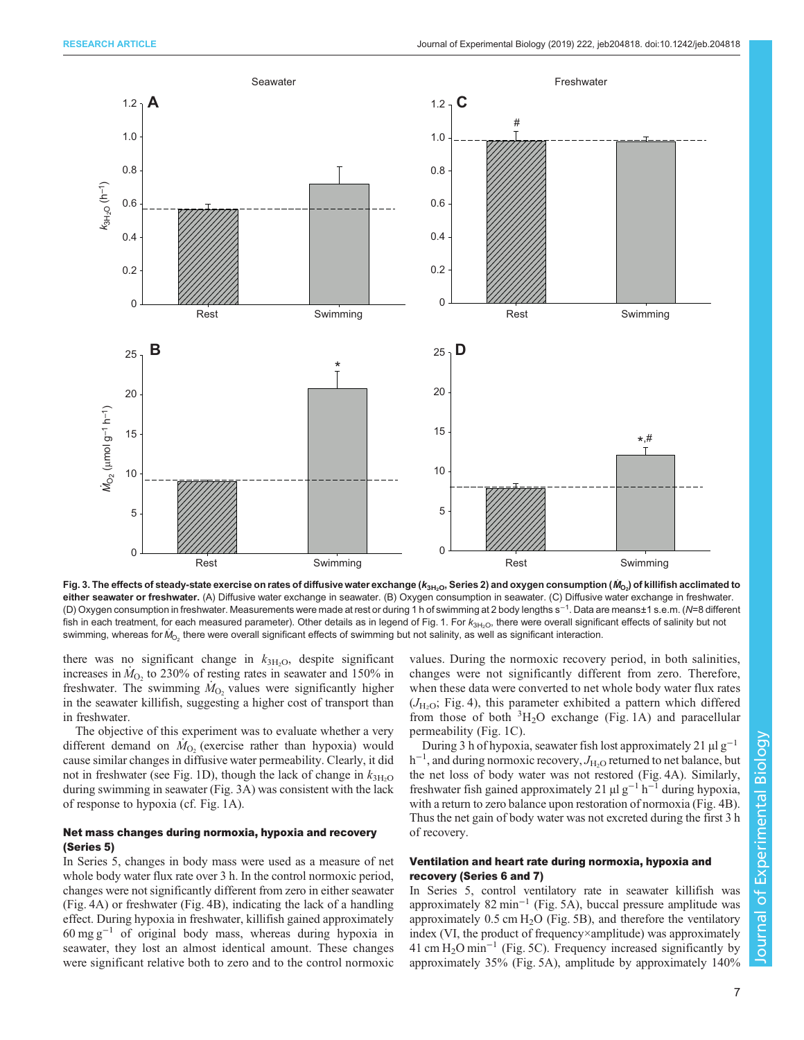Fig. 3. The effects of steady-state exercise on rates of diffusive water exchange ($k_{3H_2O}$, Series 2) and oxygen consumption ($\dot{M}_{O_2}$) of killifish acclimated to either seawater or freshwater. (A) Diffusive water exchange in seawater. (B) Oxygen consumption in seawater. (C) Diffusive water exchange in freshwater. (D) Oxygen consumption in freshwater. Measurements were made at rest or during 1 h of swimming at 2 body lengths $s^{-1}$. Data are means±1 s.e.m. ($N$=8 different fish in each treatment, for each measured parameter). Other details as in legend of Fig. 1. For $k_{3H_2O}$, there were overall significant effects of salinity but not swimming, whereas for $\dot{M}_{O_2}$ there were overall significant effects of swimming but not salinity, as well as significant interaction.

there was no significant change in $k_{3H_2O}$, despite significant increases in $\dot{M}_{O_2}$ to 230% of resting rates in seawater and 150% in freshwater. The swimming $\dot{M}_{O_2}$ values were significantly higher in the seawater killifish, suggesting a higher cost of transport than in freshwater.

The objective of this experiment was to evaluate whether a very different demand on $\dot{M}_{O_2}$ (exercise rather than hypoxia) would cause similar changes in diffusive water permeability. Clearly, it did not in freshwater (see Fig. 1D), though the lack of change in $k_{3H_2O}$ during swimming in seawater (Fig. 3A) was consistent with the lack of response to hypoxia (cf. Fig. 1A).

### Net mass changes during normoxia, hypoxia and recovery (Series 5)

In Series 5, changes in body mass were used as a measure of net whole body water flux rate over 3 h. In the control normoxic period, changes were not significantly different from zero in either seawater (Fig. 4A) or freshwater (Fig. 4B), indicating the lack of a handling effect. During hypoxia in freshwater, killifish gained approximately 60 mg $g^{-1}$ of original body mass, whereas during hypoxia in seawater, they lost an almost identical amount. These changes were significant relative both to zero and to the control normoxic values. During the normoxic recovery period, in both salinities, changes were not significantly different from zero. Therefore, when these data were converted to net whole body water flux rates ($J_{H_2O}$; Fig. 4), this parameter exhibited a pattern which differed from those of both $^3H_2O$ exchange (Fig. 1A) and paracellular permeability (Fig. 1C).

During 3 h of hypoxia, seawater fish lost approximately 21 µl $g^{-1}$ $h^{-1}$, and during normoxic recovery, $J_{H_2O}$ returned to net balance, but the net loss of body water was not restored (Fig. 4A). Similarly, freshwater fish gained approximately 21 µl $g^{-1}$ $h^{-1}$ during hypoxia, with a return to zero balance upon restoration of normoxia (Fig. 4B). Thus the net gain of body water was not excreted during the first 3 h of recovery.

### Ventilation and heart rate during normoxia, hypoxia and recovery (Series 6 and 7)

In Series 5, control ventilatory rate in seawater killifish was approximately 82 $min^{-1}$ (Fig. 5A), buccal pressure amplitude was approximately 0.5 cm $H_2O$ (Fig. 5B), and therefore the ventilatory index (VI, the product of frequency×amplitude) was approximately 41 cm $H_2O$ $min^{-1}$ (Fig. 5C). Frequency increased significantly by approximately 35% (Fig. 5A), amplitude by approximately 140%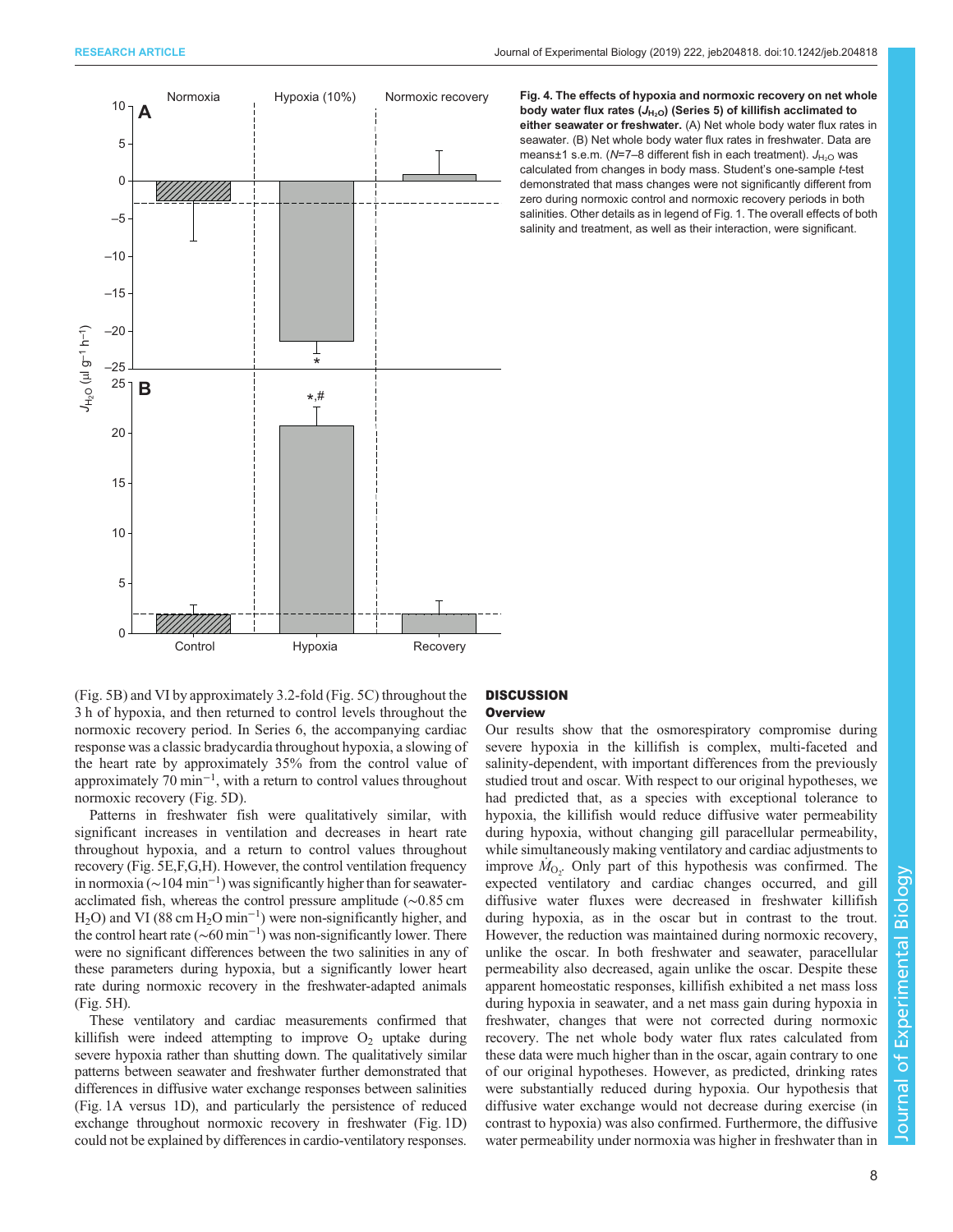**Fig. 4. The effects of hypoxia and normoxic recovery on net whole body water flux rates ($J_{H_2O}$) (Series 5) of killifish acclimated to either seawater or freshwater.** (A) Net whole body water flux rates in seawater. (B) Net whole body water flux rates in freshwater. Data are means±1 s.e.m. ($N$=7–8 different fish in each treatment). $J_{H_2O}$ was calculated from changes in body mass. Student's one-sample $t$-test demonstrated that mass changes were not significantly different from zero during normoxic control and normoxic recovery periods in both salinities. Other details as in legend of Fig. 1. The overall effects of both salinity and treatment, as well as their interaction, were significant.

(Fig. 5B) and VI by approximately 3.2-fold (Fig. 5C) throughout the 3 h of hypoxia, and then returned to control levels throughout the normoxic recovery period. In Series 6, the accompanying cardiac response was a classic bradycardia throughout hypoxia, a slowing of the heart rate by approximately 35% from the control value of approximately 70 $min^{-1}$, with a return to control values throughout normoxic recovery (Fig. 5D).

Patterns in freshwater fish were qualitatively similar, with significant increases in ventilation and decreases in heart rate throughout hypoxia, and a return to control values throughout recovery (Fig. 5E,F,G,H). However, the control ventilation frequency in normoxia (~104 $min^{-1}$) was significantly higher than for seawater-acclimated fish, whereas the control pressure amplitude (~0.85 cm $H_2O$) and VI (88 cm $H_2O$ $min^{-1}$) were non-significantly higher, and the control heart rate (~60 $min^{-1}$) was non-significantly lower. There were no significant differences between the two salinities in any of these parameters during hypoxia, but a significantly lower heart rate during normoxic recovery in the freshwater-adapted animals (Fig. 5H).

These ventilatory and cardiac measurements confirmed that killifish were indeed attempting to improve $O_2$ uptake during severe hypoxia rather than shutting down. The qualitatively similar patterns between seawater and freshwater further demonstrated that differences in diffusive water exchange responses between salinities (Fig. 1A versus 1D), and particularly the persistence of reduced exchange throughout normoxic recovery in freshwater (Fig. 1D) could not be explained by differences in cardio-ventilatory responses.

## DISCUSSION

### Overview

Our results show that the osmorespiratory compromise during severe hypoxia in the killifish is complex, multi-faceted and salinity-dependent, with important differences from the previously studied trout and oscar. With respect to our original hypotheses, we had predicted that, as a species with exceptional tolerance to hypoxia, the killifish would reduce diffusive water permeability during hypoxia, without changing gill paracellular permeability, while simultaneously making ventilatory and cardiac adjustments to improve $\dot{M}_{O_2}$. Only part of this hypothesis was confirmed. The expected ventilatory and cardiac changes occurred, and gill diffusive water fluxes were decreased in freshwater killifish during hypoxia, as in the oscar but in contrast to the trout. However, the reduction was maintained during normoxic recovery, unlike the oscar. In both freshwater and seawater, paracellular permeability also decreased, again unlike the oscar. Despite these apparent homeostatic responses, killifish exhibited a net mass loss during hypoxia in seawater, and a net mass gain during hypoxia in freshwater, changes that were not corrected during normoxic recovery. The net whole body water flux rates calculated from these data were much higher than in the oscar, again contrary to one of our original hypotheses. However, as predicted, drinking rates were substantially reduced during hypoxia. Our hypothesis that diffusive water exchange would not decrease during exercise (in contrast to hypoxia) was also confirmed. Furthermore, the diffusive water permeability under normoxia was higher in freshwater than in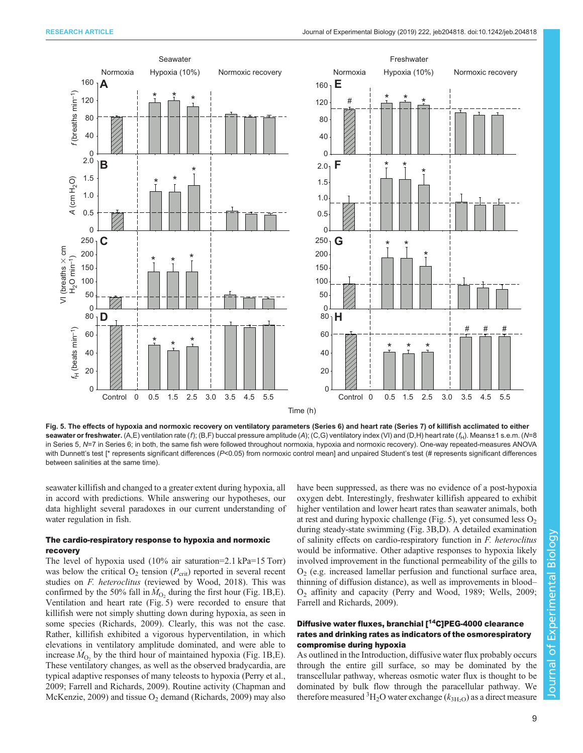**Fig. 5. The effects of hypoxia and normoxic recovery on ventilatory parameters (Series 6) and heart rate (Series 7) of killifish acclimated to either seawater or freshwater.** (A,E) ventilation rate ($f$); (B,F) buccal pressure amplitude ($A$); (C,G) ventilatory index (VI) and (D,H) heart rate ($f_H$). Means±1 s.e.m. ($N$=8 in Series 5, $N$=7 in Series 6; in both, the same fish were followed throughout normoxia, hypoxia and normoxic recovery). One-way repeated-measures ANOVA with Dunnett's test [* represents significant differences ($P$<0.05) from normoxic control mean] and unpaired Student's test (# represents significant differences between salinities at the same time).

seawater killifish and changed to a greater extent during hypoxia, all in accord with predictions. While answering our hypotheses, our data highlight several paradoxes in our current understanding of water regulation in fish.

### The cardio-respiratory response to hypoxia and normoxic recovery

The level of hypoxia used (10% air saturation=2.1 kPa=15 Torr) was below the critical $O_2$ tension ($P_{crit}$) reported in several recent studies on *F. heteroclitus* (reviewed by Wood, 2018). This was confirmed by the 50% fall in $\dot{M}_{O_2}$ during the first hour (Fig. 1B,E). Ventilation and heart rate (Fig. 5) were recorded to ensure that killifish were not simply shutting down during hypoxia, as seen in some species (Richards, 2009). Clearly, this was not the case. Rather, killifish exhibited a vigorous hyperventilation, in which elevations in ventilatory amplitude dominated, and were able to increase $\dot{M}_{O_2}$ by the third hour of maintained hypoxia (Fig. 1B,E). These ventilatory changes, as well as the observed bradycardia, are typical adaptive responses of many teleosts to hypoxia (Perry et al., 2009; Farrell and Richards, 2009). Routine activity (Chapman and McKenzie, 2009) and tissue $O_2$ demand (Richards, 2009) may also have been suppressed, as there was no evidence of a post-hypoxia oxygen debt. Interestingly, freshwater killifish appeared to exhibit higher ventilation and lower heart rates than seawater animals, both at rest and during hypoxic challenge (Fig. 5), yet consumed less $O_2$ during steady-state swimming (Fig. 3B,D). A detailed examination of salinity effects on cardio-respiratory function in *F. heteroclitus* would be informative. Other adaptive responses to hypoxia likely involved improvement in the functional permeability of the gills to $O_2$ (e.g. increased lamellar perfusion and functional surface area, thinning of diffusion distance), as well as improvements in blood–$O_2$ affinity and capacity (Perry and Wood, 1989; Wells, 2009; Farrell and Richards, 2009).

### Diffusive water fluxes, branchial [$^{14}$C]PEG-4000 clearance rates and drinking rates as indicators of the osmorespiratory compromise during hypoxia

As outlined in the Introduction, diffusive water flux probably occurs through the entire gill surface, so may be dominated by the transcellular pathway, whereas osmotic water flux is thought to be dominated by bulk flow through the paracellular pathway. We therefore measured $^3H_2O$ water exchange ($k_{3H_2O}$) as a direct measure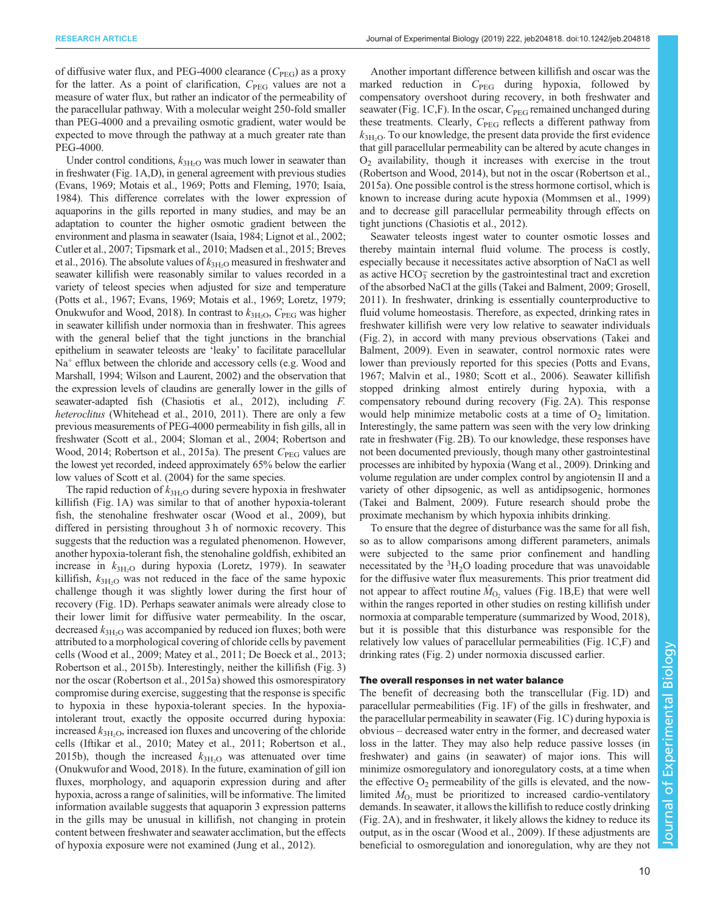of diffusive water flux, and PEG-4000 clearance ($C_{PEG}$) as a proxy for the latter. As a point of clarification, $C_{PEG}$ values are not a measure of water flux, but rather an indicator of the permeability of the paracellular pathway. With a molecular weight 250-fold smaller than PEG-4000 and a prevailing osmotic gradient, water would be expected to move through the pathway at a much greater rate than PEG-4000.

Under control conditions, $k_{3H_2O}$ was much lower in seawater than in freshwater (Fig. 1A,D), in general agreement with previous studies (Evans, 1969; Motais et al., 1969; Potts and Fleming, 1970; Isaia, 1984). This difference correlates with the lower expression of aquaporins in the gills reported in many studies, and may be an adaptation to counter the higher osmotic gradient between the environment and plasma in seawater (Isaia, 1984; Lignot et al., 2002; Cutler et al., 2007; Tipsmark et al., 2010; Madsen et al., 2015; Breves et al., 2016). The absolute values of $k_{3H_2O}$ measured in freshwater and seawater killifish were reasonably similar to values recorded in a variety of teleost species when adjusted for size and temperature (Potts et al., 1967; Evans, 1969; Motais et al., 1969; Loretz, 1979; Onukwufor and Wood, 2018). In contrast to $k_{3H_2O}$, $C_{PEG}$ was higher in seawater killifish under normoxia than in freshwater. This agrees with the general belief that the tight junctions in the branchial epithelium in seawater teleosts are 'leaky' to facilitate paracellular $Na^+$ efflux between the chloride and accessory cells (e.g. Wood and Marshall, 1994; Wilson and Laurent, 2002) and the observation that the expression levels of claudins are generally lower in the gills of seawater-adapted fish (Chasiotis et al., 2012), including *F. heteroclitus* (Whitehead et al., 2010, 2011). There are only a few previous measurements of PEG-4000 permeability in fish gills, all in freshwater (Scott et al., 2004; Sloman et al., 2004; Robertson and Wood, 2014; Robertson et al., 2015a). The present $C_{PEG}$ values are the lowest yet recorded, indeed approximately 65% below the earlier low values of Scott et al. (2004) for the same species.

The rapid reduction of $k_{3H_2O}$ during severe hypoxia in freshwater killifish (Fig. 1A) was similar to that of another hypoxia-tolerant fish, the stenohaline freshwater oscar (Wood et al., 2009), but differed in persisting throughout 3 h of normoxic recovery. This suggests that the reduction was a regulated phenomenon. However, another hypoxia-tolerant fish, the stenohaline goldfish, exhibited an increase in $k_{3H_2O}$ during hypoxia (Loretz, 1979). In seawater killifish, $k_{3H_2O}$ was not reduced in the face of the same hypoxic challenge though it was slightly lower during the first hour of recovery (Fig. 1D). Perhaps seawater animals were already close to their lower limit for diffusive water permeability. In the oscar, decreased $k_{3H_2O}$ was accompanied by reduced ion fluxes; both were attributed to a morphological covering of chloride cells by pavement cells (Wood et al., 2009; Matey et al., 2011; De Boeck et al., 2013; Robertson et al., 2015b). Interestingly, neither the killifish (Fig. 3) nor the oscar (Robertson et al., 2015a) showed this osmorespiratory compromise during exercise, suggesting that the response is specific to hypoxia in these hypoxia-tolerant species. In the hypoxia-intolerant trout, exactly the opposite occurred during hypoxia: increased $k_{3H_2O}$, increased ion fluxes and uncovering of the chloride cells (Iftikar et al., 2010; Matey et al., 2011; Robertson et al., 2015b), though the increased $k_{3H_2O}$ was attenuated over time (Onukwufor and Wood, 2018). In the future, examination of gill ion fluxes, morphology, and aquaporin expression during and after hypoxia, across a range of salinities, will be informative. The limited information available suggests that aquaporin 3 expression patterns in the gills may be unusual in killifish, not changing in protein content between freshwater and seawater acclimation, but the effects of hypoxia exposure were not examined (Jung et al., 2012).

Another important difference between killifish and oscar was the marked reduction in $C_{PEG}$ during hypoxia, followed by compensatory overshoot during recovery, in both freshwater and seawater (Fig. 1C,F). In the oscar, $C_{PEG}$ remained unchanged during these treatments. Clearly, $C_{PEG}$ reflects a different pathway from $k_{3H_2O}$. To our knowledge, the present data provide the first evidence that gill paracellular permeability can be altered by acute changes in $O_2$ availability, though it increases with exercise in the trout (Robertson and Wood, 2014), but not in the oscar (Robertson et al., 2015a). One possible control is the stress hormone cortisol, which is known to increase during acute hypoxia (Mommsen et al., 1999) and to decrease gill paracellular permeability through effects on tight junctions (Chasiotis et al., 2012).

Seawater teleosts ingest water to counter osmotic losses and thereby maintain internal fluid volume. The process is costly, especially because it necessitates active absorption of NaCl as well as active $HCO_3^-$ secretion by the gastrointestinal tract and excretion of the absorbed NaCl at the gills (Takei and Balment, 2009; Grosell, 2011). In freshwater, drinking is essentially counterproductive to fluid volume homeostasis. Therefore, as expected, drinking rates in freshwater killifish were very low relative to seawater individuals (Fig. 2), in accord with many previous observations (Takei and Balment, 2009). Even in seawater, control normoxic rates were lower than previously reported for this species (Potts and Evans, 1967; Malvin et al., 1980; Scott et al., 2006). Seawater killifish stopped drinking almost entirely during hypoxia, with a compensatory rebound during recovery (Fig. 2A). This response would help minimize metabolic costs at a time of $O_2$ limitation. Interestingly, the same pattern was seen with the very low drinking rate in freshwater (Fig. 2B). To our knowledge, these responses have not been documented previously, though many other gastrointestinal processes are inhibited by hypoxia (Wang et al., 2009). Drinking and volume regulation are under complex control by angiotensin II and a variety of other dipsogenic, as well as antidipsogenic, hormones (Takei and Balment, 2009). Future research should probe the proximate mechanism by which hypoxia inhibits drinking.

To ensure that the degree of disturbance was the same for all fish, so as to allow comparisons among different parameters, animals were subjected to the same prior confinement and handling necessitated by the $^3H_2O$ loading procedure that was unavoidable for the diffusive water flux measurements. This prior treatment did not appear to affect routine $\dot{M}_{O_2}$ values (Fig. 1B,E) that were well within the ranges reported in other studies on resting killifish under normoxia at comparable temperature (summarized by Wood, 2018), but it is possible that this disturbance was responsible for the relatively low values of paracellular permeabilities (Fig. 1C,F) and drinking rates (Fig. 2) under normoxia discussed earlier.

### The overall responses in net water balance

The benefit of decreasing both the transcellular (Fig. 1D) and paracellular permeabilities (Fig. 1F) of the gills in freshwater, and the paracellular permeability in seawater (Fig. 1C) during hypoxia is obvious – decreased water entry in the former, and decreased water loss in the latter. They may also help reduce passive losses (in freshwater) and gains (in seawater) of major ions. This will minimize osmoregulatory and ionoregulatory costs, at a time when the effective $O_2$ permeability of the gills is elevated, and the now-limited $\dot{M}_{O_2}$ must be prioritized to increased cardio-ventilatory demands. In seawater, it allows the killifish to reduce costly drinking (Fig. 2A), and in freshwater, it likely allows the kidney to reduce its output, as in the oscar (Wood et al., 2009). If these adjustments are beneficial to osmoregulation and ionoregulation, why are they not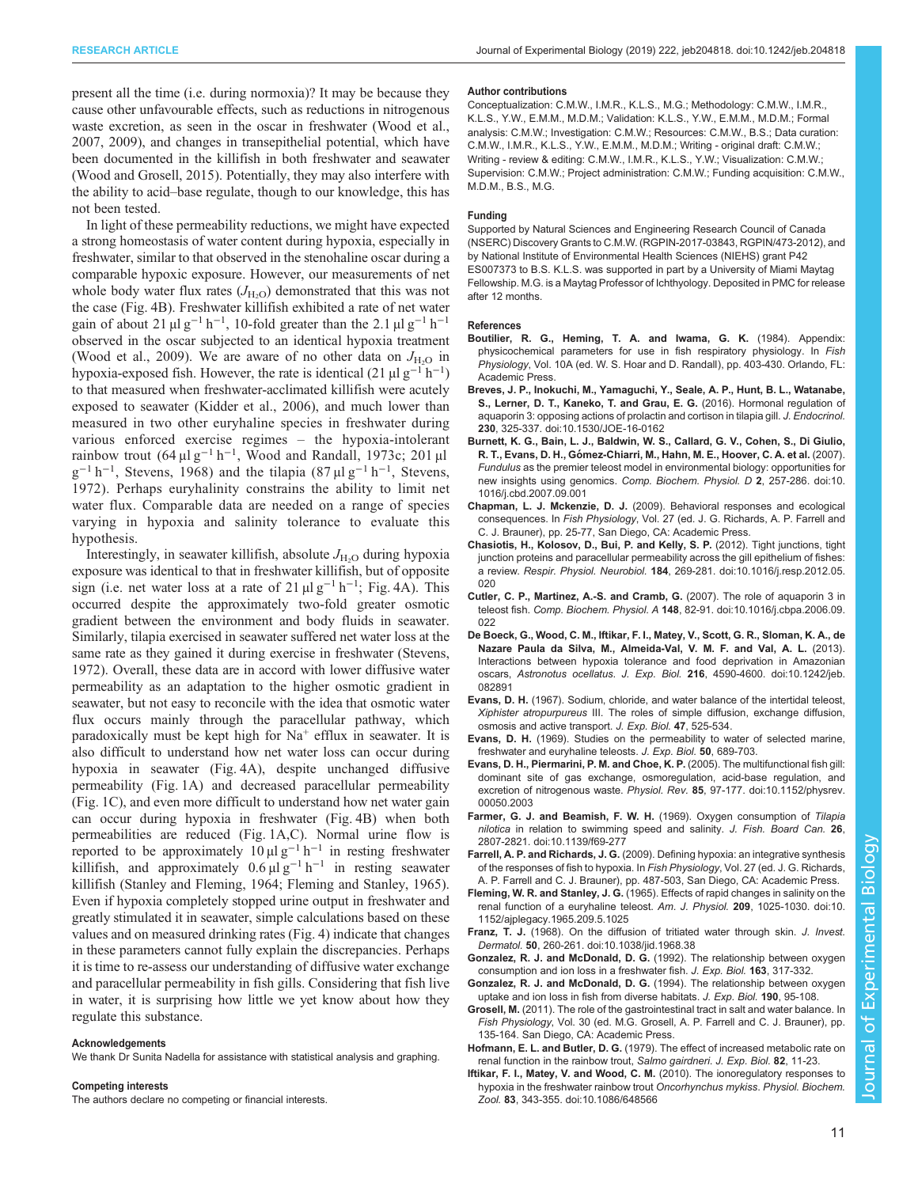present all the time (i.e. during normoxia)? It may be because they cause other unfavourable effects, such as reductions in nitrogenous waste excretion, as seen in the oscar in freshwater (Wood et al., 2007, 2009), and changes in transepithelial potential, which have been documented in the killifish in both freshwater and seawater (Wood and Grosell, 2015). Potentially, they may also interfere with the ability to acid–base regulate, though to our knowledge, this has not been tested.

In light of these permeability reductions, we might have expected a strong homeostasis of water content during hypoxia, especially in freshwater, similar to that observed in the stenohaline oscar during a comparable hypoxic exposure. However, our measurements of net whole body water flux rates ($J_{H_2O}$) demonstrated that this was not the case (Fig. 4B). Freshwater killifish exhibited a rate of net water gain of about 21 µl g$^{-1}$ h$^{-1}$, 10-fold greater than the 2.1 µl g$^{-1}$ h$^{-1}$ observed in the oscar subjected to an identical hypoxia treatment (Wood et al., 2009). We are aware of no other data on $J_{H_2O}$ in hypoxia-exposed fish. However, the rate is identical (21 µl g$^{-1}$ h$^{-1}$) to that measured when freshwater-acclimated killifish were acutely exposed to seawater (Kidder et al., 2006), and much lower than measured in two other euryhaline species in freshwater during various enforced exercise regimes – the hypoxia-intolerant rainbow trout (64 µl g$^{-1}$ h$^{-1}$, Wood and Randall, 1973c; 201 µl g$^{-1}$ h$^{-1}$, Stevens, 1968) and the tilapia (87 µl g$^{-1}$ h$^{-1}$, Stevens, 1972). Perhaps euryhalinity constrains the ability to limit net water flux. Comparable data are needed on a range of species varying in hypoxia and salinity tolerance to evaluate this hypothesis.

Interestingly, in seawater killifish, absolute $J_{H_2O}$ during hypoxia exposure was identical to that in freshwater killifish, but of opposite sign (i.e. net water loss at a rate of 21 µl g$^{-1}$ h$^{-1}$; Fig. 4A). This occurred despite the approximately two-fold greater osmotic gradient between the environment and body fluids in seawater. Similarly, tilapia exercised in seawater suffered net water loss at the same rate as they gained it during exercise in freshwater (Stevens, 1972). Overall, these data are in accord with lower diffusive water permeability as an adaptation to the higher osmotic gradient in seawater, but not easy to reconcile with the idea that osmotic water flux occurs mainly through the paracellular pathway, which paradoxically must be kept high for $Na^+$ efflux in seawater. It is also difficult to understand how net water loss can occur during hypoxia in seawater (Fig. 4A), despite unchanged diffusive permeability (Fig. 1A) and decreased paracellular permeability (Fig. 1C), and even more difficult to understand how net water gain can occur during hypoxia in freshwater (Fig. 4B) when both permeabilities are reduced (Fig. 1A,C). Normal urine flow is reported to be approximately 10 µl g$^{-1}$ h$^{-1}$ in resting freshwater killifish, and approximately 0.6 µl g$^{-1}$ h$^{-1}$ in resting seawater killifish (Stanley and Fleming, 1964; Fleming and Stanley, 1965). Even if hypoxia completely stopped urine output in freshwater and greatly stimulated it in seawater, simple calculations based on these values and on measured drinking rates (Fig. 4) indicate that changes in these parameters cannot fully explain the discrepancies. Perhaps it is time to re-assess our understanding of diffusive water exchange and paracellular permeability in fish gills. Considering that fish live in water, it is surprising how little we yet know about how they regulate this substance.

#### Acknowledgements
We thank Dr Sunita Nadella for assistance with statistical analysis and graphing.

#### Competing interests
The authors declare no competing or financial interests.

#### Author contributions
Conceptualization: C.M.W., I.M.R., K.L.S., M.G.; Methodology: C.M.W., I.M.R., K.L.S., Y.W., E.M.M., M.D.M.; Validation: K.L.S., Y.W., E.M.M., M.D.M.; Formal analysis: C.M.W.; Investigation: C.M.W.; Resources: C.M.W., B.S.; Data curation: C.M.W., I.M.R., K.L.S., Y.W., E.M.M., M.D.M.; Writing - original draft: C.M.W.; Writing - review & editing: C.M.W., I.M.R., K.L.S., Y.W.; Visualization: C.M.W.; Supervision: C.M.W.; Project administration: C.M.W.; Funding acquisition: C.M.W., M.D.M., B.S., M.G.

#### Funding
Supported by Natural Sciences and Engineering Research Council of Canada (NSERC) Discovery Grants to C.M.W. (RGPIN-2017-03843, RGPIN/473-2012), and by National Institute of Environmental Health Sciences (NIEHS) grant P42 ES007373 to B.S. K.L.S. was supported in part by a University of Miami Maytag Fellowship. M.G. is a Maytag Professor of Ichthyology. Deposited in PMC for release after 12 months.

#### References

**Boutilier, R. G., Heming, T. A. and Iwama, G. K.** (1984). Appendix: physicochemical parameters for use in fish respiratory physiology. In *Fish Physiology*, Vol. 10A (ed. W. S. Hoar and D. Randall), pp. 403-430. Orlando, FL: Academic Press.

**Breves, J. P., Inokuchi, M., Yamaguchi, Y., Seale, A. P., Hunt, B. L., Watanabe, S., Lerner, D. T., Kaneko, T. and Grau, E. G.** (2016). Hormonal regulation of aquaporin 3: opposing actions of prolactin and cortison in tilapia gill. *J. Endocrinol.* **230**, 325-337. doi:10.1530/JOE-16-0162

**Burnett, K. G., Bain, L. J., Baldwin, W. S., Callard, G. V., Cohen, S., Di Giulio, R. T., Evans, D. H., Gómez-Chiarri, M., Hahn, M. E., Hoover, C. A. et al.** (2007). *Fundulus* as the premier teleost model in environmental biology: opportunities for new insights using genomics. *Comp. Biochem. Physiol. D* **2**, 257-286. doi:10.1016/j.cbd.2007.09.001

**Chapman, L. J. Mckenzie, D. J.** (2009). Behavioral responses and ecological consequences. In *Fish Physiology*, Vol. 27 (ed. J. G. Richards, A. P. Farrell and C. J. Brauner), pp. 25-77, San Diego, CA: Academic Press.

**Chasiotis, H., Kolosov, D., Bui, P. and Kelly, S. P.** (2012). Tight junctions, tight junction proteins and paracellular permeability across the gill epithelium of fishes: a review. *Respir. Physiol. Neurobiol.* **184**, 269-281. doi:10.1016/j.resp.2012.05.020

**Cutler, C. P., Martinez, A.-S. and Cramb, G.** (2007). The role of aquaporin 3 in teleost fish. *Comp. Biochem. Physiol. A* **148**, 82-91. doi:10.1016/j.cbpa.2006.09.022

**De Boeck, G., Wood, C. M., Iftikar, F. I., Matey, V., Scott, G. R., Sloman, K. A., de Nazare Paula da Silva, M., Almeida-Val, V. M. F. and Val, A. L.** (2013). Interactions between hypoxia tolerance and food deprivation in Amazonian oscars, *Astronotus ocellatus*. *J. Exp. Biol.* **216**, 4590-4600. doi:10.1242/jeb.082891

**Evans, D. H.** (1967). Sodium, chloride, and water balance of the intertidal teleost, *Xiphister atropurpureus* III. The roles of simple diffusion, exchange diffusion, osmosis and active transport. *J. Exp. Biol.* **47**, 525-534.

**Evans, D. H.** (1969). Studies on the permeability to water of selected marine, freshwater and euryhaline teleosts. *J. Exp. Biol.* **50**, 689-703.

**Evans, D. H., Piermarini, P. M. and Choe, K. P.** (2005). The multifunctional fish gill: dominant site of gas exchange, osmoregulation, acid-base regulation, and excretion of nitrogenous waste. *Physiol. Rev.* **85**, 97-177. doi:10.1152/physrev.00050.2003

**Farmer, G. J. and Beamish, F. W. H.** (1969). Oxygen consumption of *Tilapia nilotica* in relation to swimming speed and salinity. *J. Fish. Board Can.* **26**, 2807-2821. doi:10.1139/f69-277

**Farrell, A. P. and Richards, J. G.** (2009). Defining hypoxia: an integrative synthesis of the responses of fish to hypoxia. In *Fish Physiology*, Vol. 27 (ed. J. G. Richards, A. P. Farrell and C. J. Brauner), pp. 487-503, San Diego, CA: Academic Press.

**Fleming, W. R. and Stanley, J. G.** (1965). Effects of rapid changes in salinity on the renal function of a euryhaline teleost. *Am. J. Physiol.* **209**, 1025-1030. doi:10.1152/ajplegacy.1965.209.5.1025

**Franz, T. J.** (1968). On the diffusion of tritiated water through skin. *J. Invest. Dermatol.* **50**, 260-261. doi:10.1038/jid.1968.38

**Gonzalez, R. J. and McDonald, D. G.** (1992). The relationship between oxygen consumption and ion loss in a freshwater fish. *J. Exp. Biol.* **163**, 317-332.

**Gonzalez, R. J. and McDonald, D. G.** (1994). The relationship between oxygen uptake and ion loss in fish from diverse habitats. *J. Exp. Biol.* **190**, 95-108.

**Grosell, M.** (2011). The role of the gastrointestinal tract in salt and water balance. In *Fish Physiology*, Vol. 30 (ed. M.G. Grosell, A. P. Farrell and C. J. Brauner), pp. 135-164. San Diego, CA: Academic Press.

**Hofmann, E. L. and Butler, D. G.** (1979). The effect of increased metabolic rate on renal function in the rainbow trout, *Salmo gairdneri*. *J. Exp. Biol.* **82**, 11-23.

**Iftikar, F. I., Matey, V. and Wood, C. M.** (2010). The ionoregulatory responses to hypoxia in the freshwater rainbow trout *Oncorhynchus mykiss*. *Physiol. Biochem. Zool.* **83**, 343-355. doi:10.1086/648566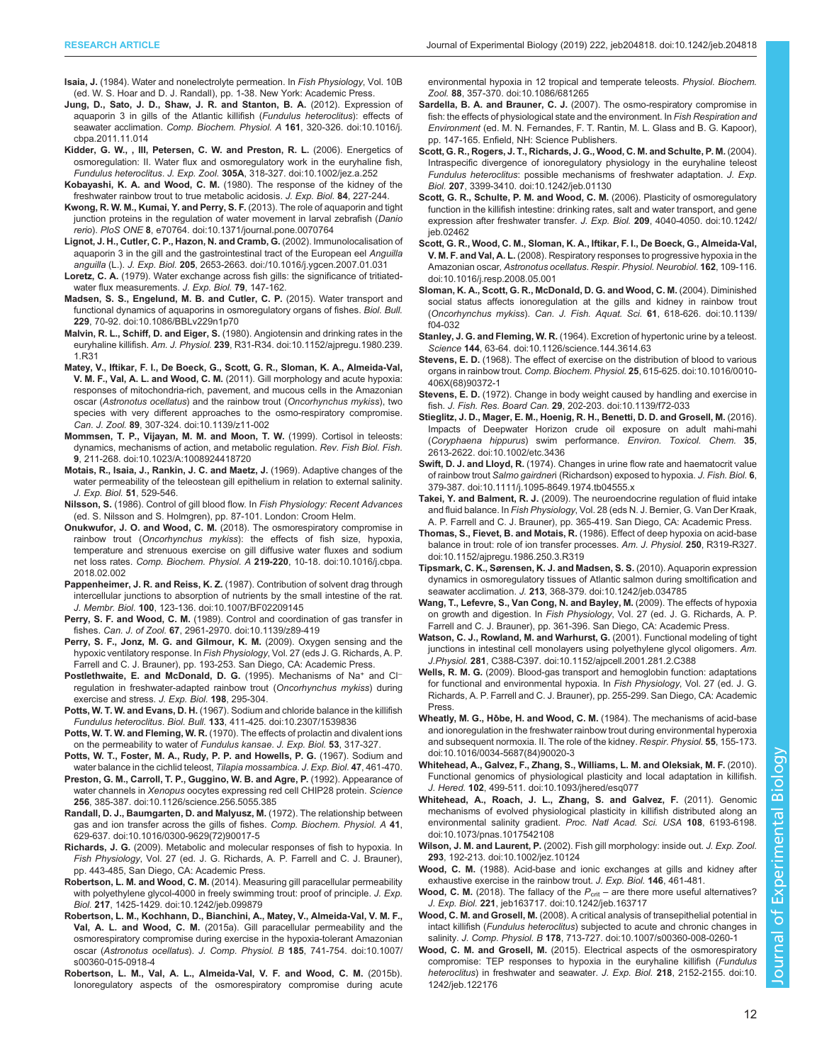**Isaia, J.** (1984). Water and nonelectrolyte permeation. In *Fish Physiology*, Vol. 10B (ed. W. S. Hoar and D. J. Randall), pp. 1-38. New York: Academic Press.

**Jung, D., Sato, J. D., Shaw, J. R. and Stanton, B. A.** (2012). Expression of aquaporin 3 in gills of the Atlantic killifish (*Fundulus heteroclitus*): effects of seawater acclimation. *Comp. Biochem. Physiol. A* **161**, 320-326. doi:10.1016/j.cbpa.2011.11.014

**Kidder, G. W., , III, Petersen, C. W. and Preston, R. L.** (2006). Energetics of osmoregulation: II. Water flux and osmoregulatory work in the euryhaline fish, *Fundulus heteroclitus*. *J. Exp. Zool.* **305A**, 318-327. doi:10.1002/jez.a.252

**Kobayashi, K. A. and Wood, C. M.** (1980). The response of the kidney of the freshwater rainbow trout to true metabolic acidosis. *J. Exp. Biol.* **84**, 227-244.

**Kwong, R. W. M., Kumai, Y. and Perry, S. F.** (2013). The role of aquaporin and tight junction proteins in the regulation of water movement in larval zebrafish (*Danio rerio*). *PloS ONE* **8**, e70764. doi:10.1371/journal.pone.0070764

**Lignot, J. H., Cutler, C. P., Hazon, N. and Cramb, G.** (2002). Immunolocalisation of aquaporin 3 in the gill and the gastrointestinal tract of the European eel *Anguilla anguilla* (L.). *J. Exp. Biol.* **205**, 2653-2663. doi:/10.1016/j.ygcen.2007.01.031

**Loretz, C. A.** (1979). Water exchange across fish gills: the significance of tritiated-water flux measurements. *J. Exp. Biol.* **79**, 147-162.

**Madsen, S. S., Engelund, M. B. and Cutler, C. P.** (2015). Water transport and functional dynamics of aquaporins in osmoregulatory organs of fishes. *Biol. Bull.* **229**, 70-92. doi:10.1086/BBLv229n1p70

**Malvin, R. L., Schiff, D. and Eiger, S.** (1980). Angiotensin and drinking rates in the euryhaline killifish. *Am. J. Physiol.* **239**, R31-R34. doi:10.1152/ajpregu.1980.239.1.R31

**Matey, V., Iftikar, F. I., De Boeck, G., Scott, G. R., Sloman, K. A., Almeida-Val, V. M. F., Val, A. L. and Wood, C. M.** (2011). Gill morphology and acute hypoxia: responses of mitochondria-rich, pavement, and mucous cells in the Amazonian oscar (*Astronotus ocellatus*) and the rainbow trout (*Oncorhynchus mykiss*), two species with very different approaches to the osmo-respiratory compromise. *Can. J. Zool.* **89**, 307-324. doi:10.1139/z11-002

**Mommsen, T. P., Vijayan, M. M. and Moon, T. W.** (1999). Cortisol in teleosts: dynamics, mechanisms of action, and metabolic regulation. *Rev. Fish Biol. Fish.* **9**, 211-268. doi:10.1023/A:1008924418720

**Motais, R., Isaia, J., Rankin, J. C. and Maetz, J.** (1969). Adaptive changes of the water permeability of the teleostean gill epithelium in relation to external salinity. *J. Exp. Biol.* **51**, 529-546.

**Nilsson, S.** (1986). Control of gill blood flow. In *Fish Physiology: Recent Advances* (ed. S. Nilsson and S. Holmgren), pp. 87-101. London: Croom Helm.

**Onukwufor, J. O. and Wood, C. M.** (2018). The osmorespiratory compromise in rainbow trout (*Oncorhynchus mykiss*): the effects of fish size, hypoxia, temperature and strenuous exercise on gill diffusive water fluxes and sodium net loss rates. *Comp. Biochem. Physiol. A* **219-220**, 10-18. doi:10.1016/j.cbpa.2018.02.002

**Pappenheimer, J. R. and Reiss, K. Z.** (1987). Contribution of solvent drag through intercellular junctions to absorption of nutrients by the small intestine of the rat. *J. Membr. Biol.* **100**, 123-136. doi:10.1007/BF02209145

**Perry, S. F. and Wood, C. M.** (1989). Control and coordination of gas transfer in fishes. *Can. J. of Zool.* **67**, 2961-2970. doi:10.1139/z89-419

**Perry, S. F., Jonz, M. G. and Gilmour, K. M.** (2009). Oxygen sensing and the hypoxic ventilatory response. In *Fish Physiology*, Vol. 27 (eds J. G. Richards, A. P. Farrell and C. J. Brauner), pp. 193-253. San Diego, CA: Academic Press.

**Postlethwaite, E. and McDonald, D. G.** (1995). Mechanisms of $Na^+$ and $Cl^-$ regulation in freshwater-adapted rainbow trout (*Oncorhynchus mykiss*) during exercise and stress. *J. Exp. Biol.* **198**, 295-304.

**Potts, W. T. W. and Evans, D. H.** (1967). Sodium and chloride balance in the killifish *Fundulus heteroclitus*. *Biol. Bull.* **133**, 411-425. doi:10.2307/1539836

**Potts, W. T. W. and Fleming, W. R.** (1970). The effects of prolactin and divalent ions on the permeability to water of *Fundulus kansae*. *J. Exp. Biol.* **53**, 317-327.

**Potts, W. T. W., Foster, M. A., Rudy, P. P. and Howells, P. G.** (1967). Sodium and water balance in the cichlid teleost, *Tilapia mossambica*. *J. Exp. Biol.* **47**, 461-470.

**Preston, G. M., Carroll, T. P., Guggino, W. B. and Agre, P.** (1992). Appearance of water channels in *Xenopus* oocytes expressing red cell CHIP28 protein. *Science* **256**, 385-387. doi:10.1126/science.256.5055.385

**Randall, D. J., Baumgarten, D. and Malyusz, M.** (1972). The relationship between gas and ion transfer across the gills of fishes. *Comp. Biochem. Physiol. A* **41**, 629-637. doi:10.1016/0300-9629(72)90017-5

**Richards, J. G.** (2009). Metabolic and molecular responses of fish to hypoxia. In *Fish Physiology*, Vol. 27 (ed. J. G. Richards, A. P. Farrell and C. J. Brauner), pp. 443-485, San Diego, CA: Academic Press.

**Robertson, L. M. and Wood, C. M.** (2014). Measuring gill paracellular permeability with polyethylene glycol-4000 in freely swimming trout: proof of principle. *J. Exp. Biol.* **217**, 1425-1429. doi:10.1242/jeb.099879

**Robertson, L. M., Kochhann, D., Bianchini, A., Matey, V., Almeida-Val, V. M. F., Val, A. L. and Wood, C. M.** (2015a). Gill paracellular permeability and the osmorespiratory compromise during exercise in the hypoxia-tolerant Amazonian oscar (*Astronotus ocellatus*). *J. Comp. Physiol. B* **185**, 741-754. doi:10.1007/s00360-015-0918-4

**Robertson, L. M., Val, A. L., Almeida-Val, V. F. and Wood, C. M.** (2015b). Ionoregulatory aspects of the osmorespiratory compromise during acute environmental hypoxia in 12 tropical and temperate teleosts. *Physiol. Biochem. Zool.* **88**, 357-370. doi:10.1086/681265

**Sardella, B. A. and Brauner, C. J.** (2007). The osmo-respiratory compromise in fish: the effects of physiological state and the environment. In *Fish Respiration and Environment* (ed. M. N. Fernandes, F. T. Rantin, M. L. Glass and B. G. Kapoor), pp. 147-165. Enfield, NH: Science Publishers.

**Scott, G. R., Rogers, J. T., Richards, J. G., Wood, C. M. and Schulte, P. M.** (2004). Intraspecific divergence of ionoregulatory physiology in the euryhaline teleost *Fundulus heteroclitus*: possible mechanisms of freshwater adaptation. *J. Exp. Biol.* **207**, 3399-3410. doi:10.1242/jeb.01130

**Scott, G. R., Schulte, P. M. and Wood, C. M.** (2006). Plasticity of osmoregulatory function in the killifish intestine: drinking rates, salt and water transport, and gene expression after freshwater transfer. *J. Exp. Biol.* **209**, 4040-4050. doi:10.1242/jeb.02462

**Scott, G. R., Wood, C. M., Sloman, K. A., Iftikar, F. I., De Boeck, G., Almeida-Val, V. M. F. and Val, A. L.** (2008). Respiratory responses to progressive hypoxia in the Amazonian oscar, *Astronotus ocellatus*. *Respir. Physiol. Neurobiol.* **162**, 109-116. doi:10.1016/j.resp.2008.05.001

**Sloman, K. A., Scott, G. R., McDonald, D. G. and Wood, C. M.** (2004). Diminished social status affects ionoregulation at the gills and kidney in rainbow trout (*Oncorhynchus mykiss*). *Can. J. Fish. Aquat. Sci.* **61**, 618-626. doi:10.1139/f04-032

**Stanley, J. G. and Fleming, W. R.** (1964). Excretion of hypertonic urine by a teleost. *Science* **144**, 63-64. doi:10.1126/science.144.3614.63

**Stevens, E. D.** (1968). The effect of exercise on the distribution of blood to various organs in rainbow trout. *Comp. Biochem. Physiol.* **25**, 615-625. doi:10.1016/0010-406X(68)90372-1

**Stevens, E. D.** (1972). Change in body weight caused by handling and exercise in fish. *J. Fish. Res. Board Can.* **29**, 202-203. doi:10.1139/f72-033

**Stieglitz, J. D., Mager, E. M., Hoenig, R. H., Benetti, D. D. and Grosell, M.** (2016). Impacts of Deepwater Horizon crude oil exposure on adult mahi-mahi (*Coryphaena hippurus*) swim performance. *Environ. Toxicol. Chem.* **35**, 2613-2622. doi:10.1002/etc.3436

**Swift, D. J. and Lloyd, R.** (1974). Changes in urine flow rate and haematocrit value of rainbow trout *Salmo gairdneri* (Richardson) exposed to hypoxia. *J. Fish. Biol.* **6**, 379-387. doi:10.1111/j.1095-8649.1974.tb04555.x

**Takei, Y. and Balment, R. J.** (2009). The neuroendocrine regulation of fluid intake and fluid balance. In *Fish Physiology*, Vol. 28 (eds N. J. Bernier, G. Van Der Kraak, A. P. Farrell and C. J. Brauner), pp. 365-419. San Diego, CA: Academic Press.

**Thomas, S., Fievet, B. and Motais, R.** (1986). Effect of deep hypoxia on acid-base balance in trout: role of ion transfer processes. *Am. J. Physiol.* **250**, R319-R327. doi:10.1152/ajpregu.1986.250.3.R319

**Tipsmark, C. K., Sørensen, K. J. and Madsen, S. S.** (2010). Aquaporin expression dynamics in osmoregulatory tissues of Atlantic salmon during smoltification and seawater acclimation. *J.* **213**, 368-379. doi:10.1242/jeb.034785

**Wang, T., Lefevre, S., Van Cong, N. and Bayley, M.** (2009). The effects of hypoxia on growth and digestion. In *Fish Physiology*, Vol. 27 (ed. J. G. Richards, A. P. Farrell and C. J. Brauner), pp. 361-396. San Diego, CA: Academic Press.

**Watson, C. J., Rowland, M. and Warhurst, G.** (2001). Functional modeling of tight junctions in intestinal cell monolayers using polyethylene glycol oligomers. *Am. J.Physiol.* **281**, C388-C397. doi:10.1152/ajpcell.2001.281.2.C388

**Wells, R. M. G.** (2009). Blood-gas transport and hemoglobin function: adaptations for functional and environmental hypoxia. In *Fish Physiology*, Vol. 27 (ed. J. G. Richards, A. P. Farrell and C. J. Brauner), pp. 255-299. San Diego, CA: Academic Press.

**Wheatly, M. G., Hõbe, H. and Wood, C. M.** (1984). The mechanisms of acid-base and ionoregulation in the freshwater rainbow trout during environmental hyperoxia and subsequent normoxia. II. The role of the kidney. *Respir. Physiol.* **55**, 155-173. doi:10.1016/0034-5687(84)90020-3

**Whitehead, A., Galvez, F., Zhang, S., Williams, L. M. and Oleksiak, M. F.** (2010). Functional genomics of physiological plasticity and local adaptation in killifish. *J. Hered.* **102**, 499-511. doi:10.1093/jhered/esq077

**Whitehead, A., Roach, J. L., Zhang, S. and Galvez, F.** (2011). Genomic mechanisms of evolved physiological plasticity in killifish distributed along an environmental salinity gradient. *Proc. Natl Acad. Sci. USA* **108**, 6193-6198. doi:10.1073/pnas.1017542108

**Wilson, J. M. and Laurent, P.** (2002). Fish gill morphology: inside out. *J. Exp. Zool.* **293**, 192-213. doi:10.1002/jez.10124

**Wood, C. M.** (1988). Acid-base and ionic exchanges at gills and kidney after exhaustive exercise in the rainbow trout. *J. Exp. Biol.* **146**, 461-481.

**Wood, C. M.** (2018). The fallacy of the $P_{crit}$ – are there more useful alternatives? *J. Exp. Biol.* **221**, jeb163717. doi:10.1242/jeb.163717

**Wood, C. M. and Grosell, M.** (2008). A critical analysis of transepithelial potential in intact killifish (*Fundulus heteroclitus*) subjected to acute and chronic changes in salinity. *J. Comp. Physiol. B* **178**, 713-727. doi:10.1007/s00360-008-0260-1

**Wood, C. M. and Grosell, M.** (2015). Electrical aspects of the osmorespiratory compromise: TEP responses to hypoxia in the euryhaline killifish (*Fundulus heteroclitus*) in freshwater and seawater. *J. Exp. Biol.* **218**, 2152-2155. doi:10.1242/jeb.122176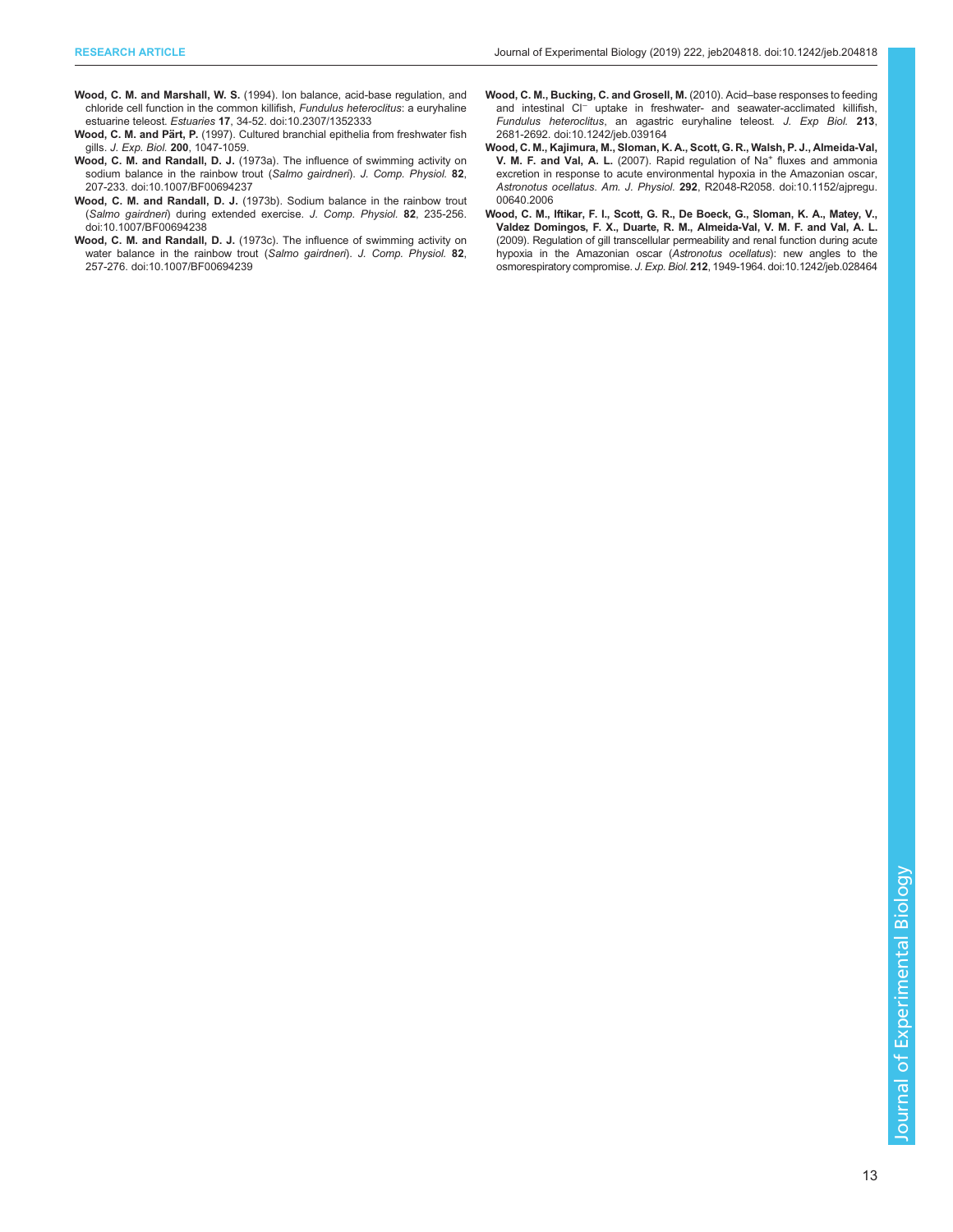**Wood, C. M. and Marshall, W. S.** (1994). Ion balance, acid-base regulation, and chloride cell function in the common killifish, *Fundulus heteroclitus*: a euryhaline estuarine teleost. *Estuaries* **17**, 34-52. doi:10.2307/1352333

**Wood, C. M. and Pärt, P.** (1997). Cultured branchial epithelia from freshwater fish gills. *J. Exp. Biol.* **200**, 1047-1059.

**Wood, C. M. and Randall, D. J.** (1973a). The influence of swimming activity on sodium balance in the rainbow trout (*Salmo gairdneri*). *J. Comp. Physiol.* **82**, 207-233. doi:10.1007/BF00694237

**Wood, C. M. and Randall, D. J.** (1973b). Sodium balance in the rainbow trout (*Salmo gairdneri*) during extended exercise. *J. Comp. Physiol.* **82**, 235-256. doi:10.1007/BF00694238

**Wood, C. M. and Randall, D. J.** (1973c). The influence of swimming activity on water balance in the rainbow trout (*Salmo gairdneri*). *J. Comp. Physiol.* **82**, 257-276. doi:10.1007/BF00694239

**Wood, C. M., Bucking, C. and Grosell, M.** (2010). Acid–base responses to feeding and intestinal $Cl^-$ uptake in freshwater- and seawater-acclimated killifish, *Fundulus heteroclitus*, an agastric euryhaline teleost. *J. Exp Biol.* **213**, 2681-2692. doi:10.1242/jeb.039164

**Wood, C. M., Kajimura, M., Sloman, K. A., Scott, G. R., Walsh, P. J., Almeida-Val, V. M. F. and Val, A. L.** (2007). Rapid regulation of $Na^+$ fluxes and ammonia excretion in response to acute environmental hypoxia in the Amazonian oscar, *Astronotus ocellatus*. *Am. J. Physiol.* **292**, R2048-R2058. doi:10.1152/ajpregu.00640.2006

**Wood, C. M., Iftikar, F. I., Scott, G. R., De Boeck, G., Sloman, K. A., Matey, V., Valdez Domingos, F. X., Duarte, R. M., Almeida-Val, V. M. F. and Val, A. L.** (2009). Regulation of gill transcellular permeability and renal function during acute hypoxia in the Amazonian oscar (*Astronotus ocellatus*): new angles to the osmorespiratory compromise. *J. Exp. Biol.* **212**, 1949-1964. doi:10.1242/jeb.028464